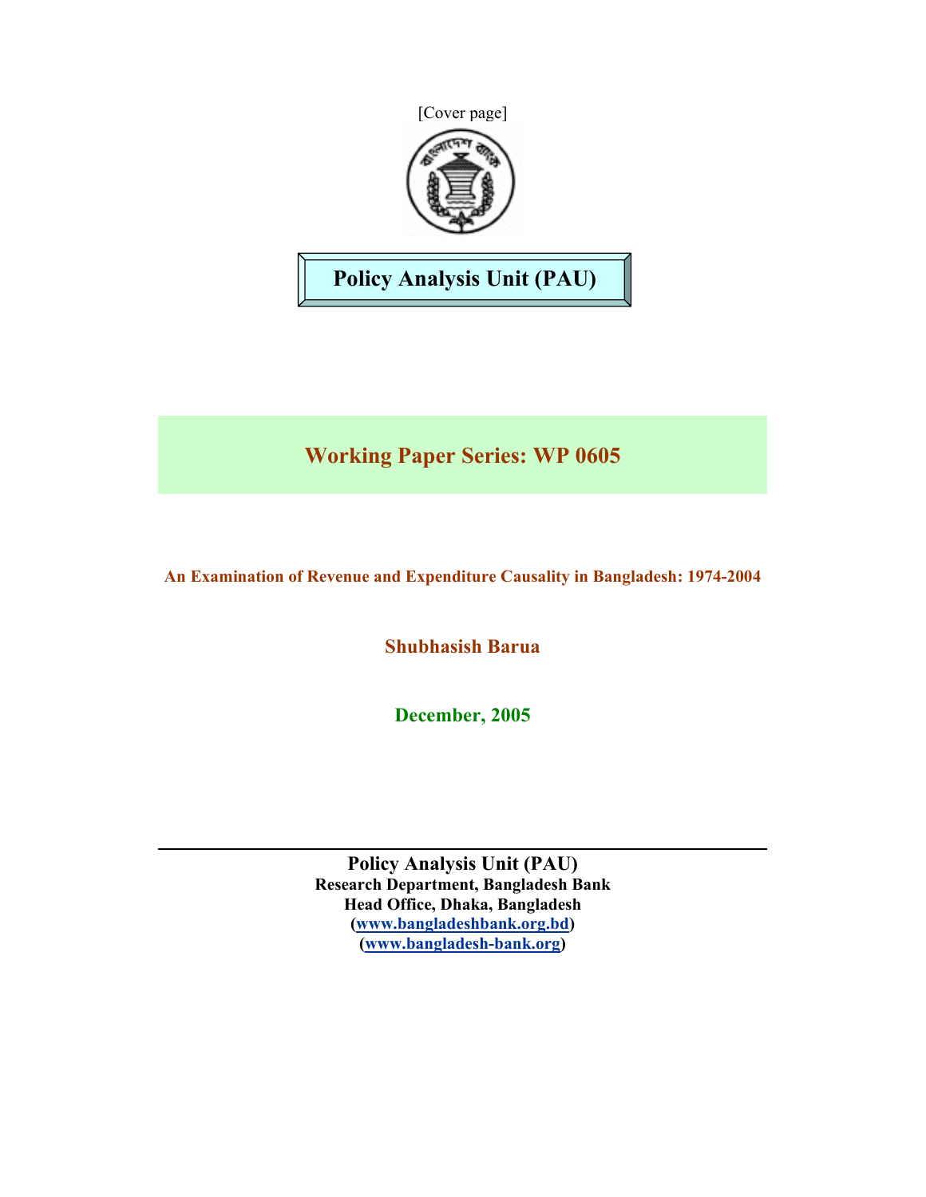[Cover page]

# Policy Analysis Unit (PAU)

## Working Paper Series: WP 0605

**An Examination of Revenue and Expenditure Causality in Bangladesh: 1974-2004**

**Shubhasish Barua**

**December, 2005**

---

**Policy Analysis Unit (PAU)**
**Research Department, Bangladesh Bank**
**Head Office, Dhaka, Bangladesh**
**(www.bangladeshbank.org.bd)**
**(www.bangladesh-bank.org)**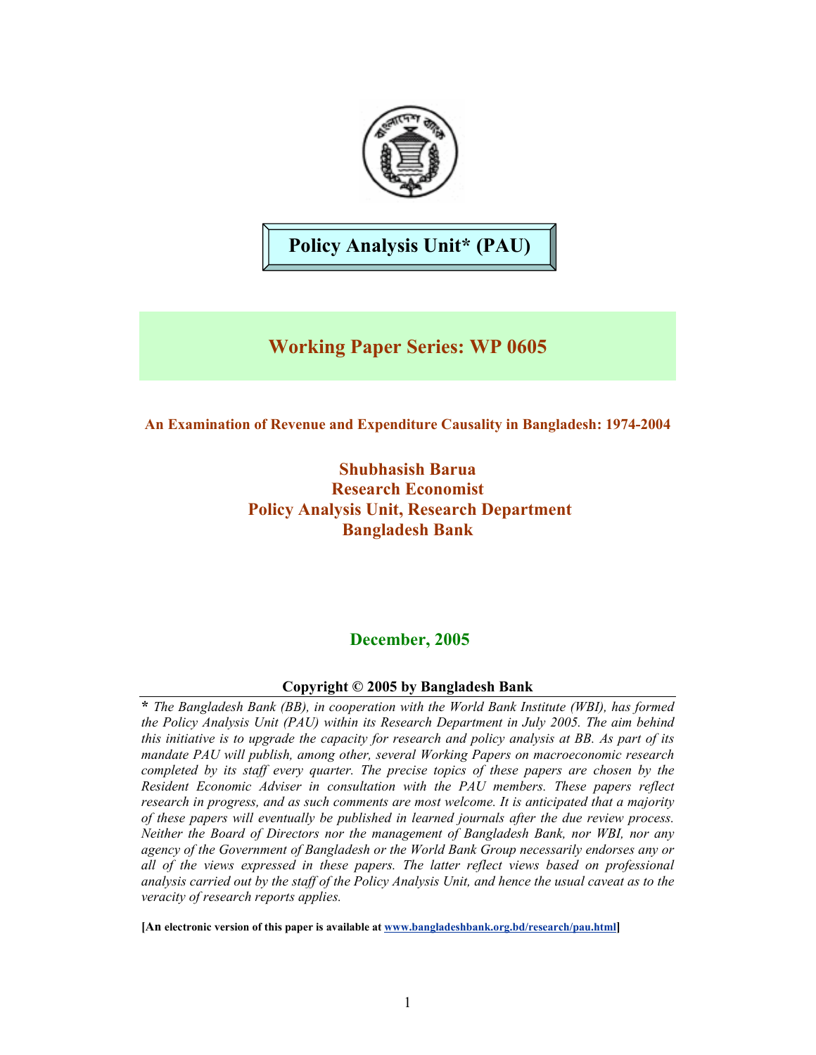# Policy Analysis Unit* (PAU)

## Working Paper Series: WP 0605

### An Examination of Revenue and Expenditure Causality in Bangladesh: 1974-2004

**Shubhasish Barua**
**Research Economist**
**Policy Analysis Unit, Research Department**
**Bangladesh Bank**

**December, 2005**

**Copyright © 2005 by Bangladesh Bank**

*\* The Bangladesh Bank (BB), in cooperation with the World Bank Institute (WBI), has formed the Policy Analysis Unit (PAU) within its Research Department in July 2005. The aim behind this initiative is to upgrade the capacity for research and policy analysis at BB. As part of its mandate PAU will publish, among other, several Working Papers on macroeconomic research completed by its staff every quarter. The precise topics of these papers are chosen by the Resident Economic Adviser in consultation with the PAU members. These papers reflect research in progress, and as such comments are most welcome. It is anticipated that a majority of these papers will eventually be published in learned journals after the due review process. Neither the Board of Directors nor the management of Bangladesh Bank, nor WBI, nor any agency of the Government of Bangladesh or the World Bank Group necessarily endorses any or all of the views expressed in these papers. The latter reflect views based on professional analysis carried out by the staff of the Policy Analysis Unit, and hence the usual caveat as to the veracity of research reports applies.*

**[An electronic version of this paper is available at www.bangladeshbank.org.bd/research/pau.html]**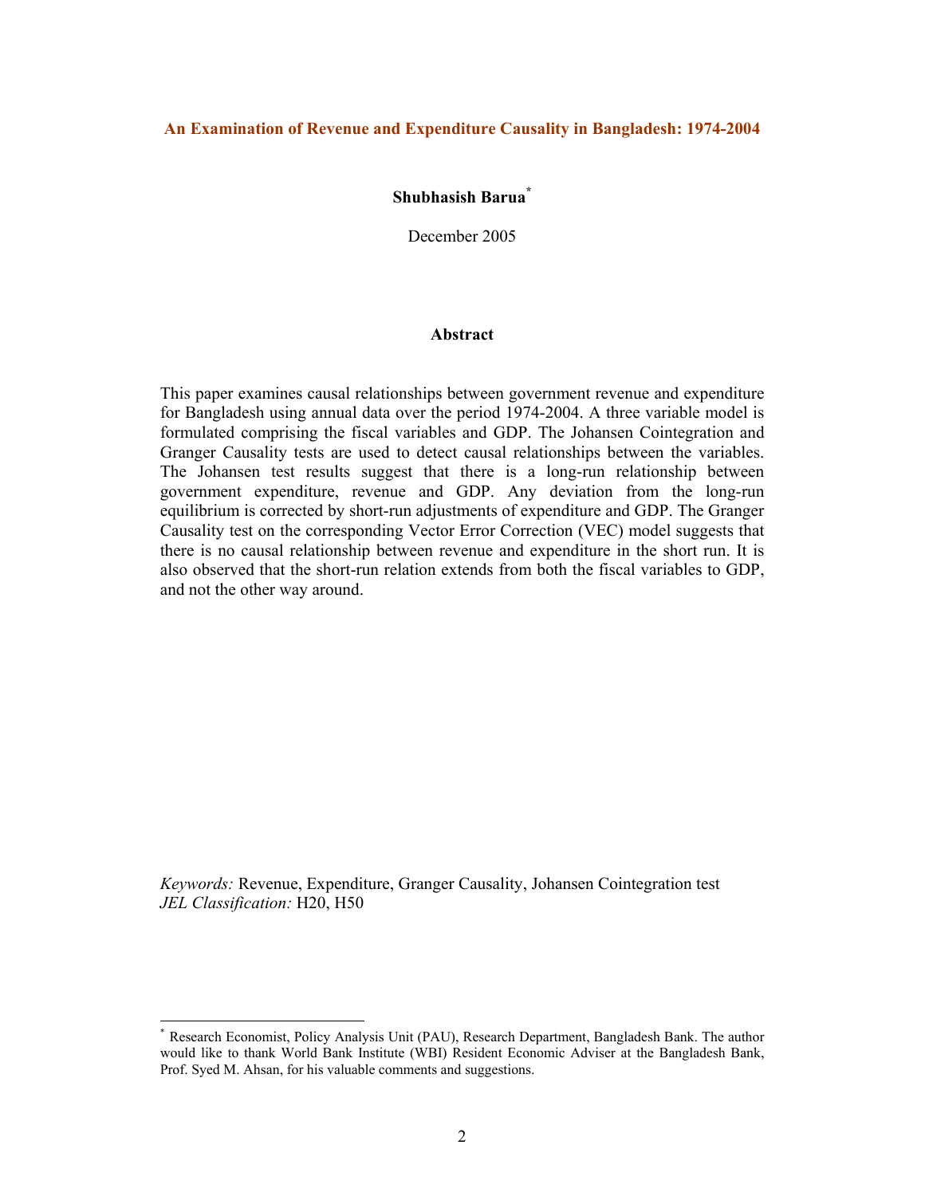# An Examination of Revenue and Expenditure Causality in Bangladesh: 1974-2004

**Shubhasish Barua**[*]

December 2005

## Abstract

This paper examines causal relationships between government revenue and expenditure for Bangladesh using annual data over the period 1974-2004. A three variable model is formulated comprising the fiscal variables and GDP. The Johansen Cointegration and Granger Causality tests are used to detect causal relationships between the variables. The Johansen test results suggest that there is a long-run relationship between government expenditure, revenue and GDP. Any deviation from the long-run equilibrium is corrected by short-run adjustments of expenditure and GDP. The Granger Causality test on the corresponding Vector Error Correction (VEC) model suggests that there is no causal relationship between revenue and expenditure in the short run. It is also observed that the short-run relation extends from both the fiscal variables to GDP, and not the other way around.

*Keywords:* Revenue, Expenditure, Granger Causality, Johansen Cointegration test
*JEL Classification:* H20, H50

---

[*] Research Economist, Policy Analysis Unit (PAU), Research Department, Bangladesh Bank. The author would like to thank World Bank Institute (WBI) Resident Economic Adviser at the Bangladesh Bank, Prof. Syed M. Ahsan, for his valuable comments and suggestions.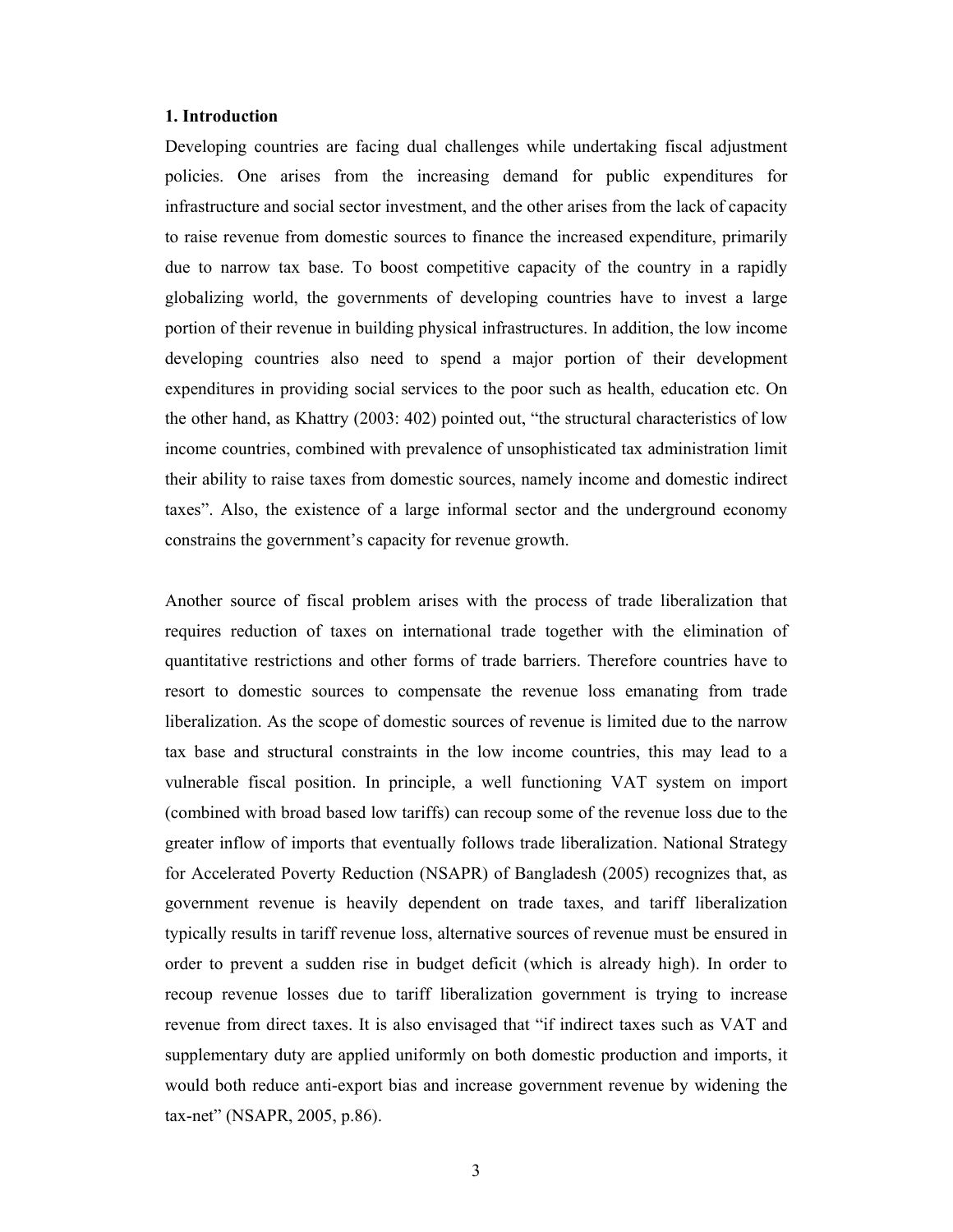## 1. Introduction

Developing countries are facing dual challenges while undertaking fiscal adjustment policies. One arises from the increasing demand for public expenditures for infrastructure and social sector investment, and the other arises from the lack of capacity to raise revenue from domestic sources to finance the increased expenditure, primarily due to narrow tax base. To boost competitive capacity of the country in a rapidly globalizing world, the governments of developing countries have to invest a large portion of their revenue in building physical infrastructures. In addition, the low income developing countries also need to spend a major portion of their development expenditures in providing social services to the poor such as health, education etc. On the other hand, as Khattry (2003: 402) pointed out, "the structural characteristics of low income countries, combined with prevalence of unsophisticated tax administration limit their ability to raise taxes from domestic sources, namely income and domestic indirect taxes". Also, the existence of a large informal sector and the underground economy constrains the government's capacity for revenue growth.

Another source of fiscal problem arises with the process of trade liberalization that requires reduction of taxes on international trade together with the elimination of quantitative restrictions and other forms of trade barriers. Therefore countries have to resort to domestic sources to compensate the revenue loss emanating from trade liberalization. As the scope of domestic sources of revenue is limited due to the narrow tax base and structural constraints in the low income countries, this may lead to a vulnerable fiscal position. In principle, a well functioning VAT system on import (combined with broad based low tariffs) can recoup some of the revenue loss due to the greater inflow of imports that eventually follows trade liberalization. National Strategy for Accelerated Poverty Reduction (NSAPR) of Bangladesh (2005) recognizes that, as government revenue is heavily dependent on trade taxes, and tariff liberalization typically results in tariff revenue loss, alternative sources of revenue must be ensured in order to prevent a sudden rise in budget deficit (which is already high). In order to recoup revenue losses due to tariff liberalization government is trying to increase revenue from direct taxes. It is also envisaged that "if indirect taxes such as VAT and supplementary duty are applied uniformly on both domestic production and imports, it would both reduce anti-export bias and increase government revenue by widening the tax-net" (NSAPR, 2005, p.86).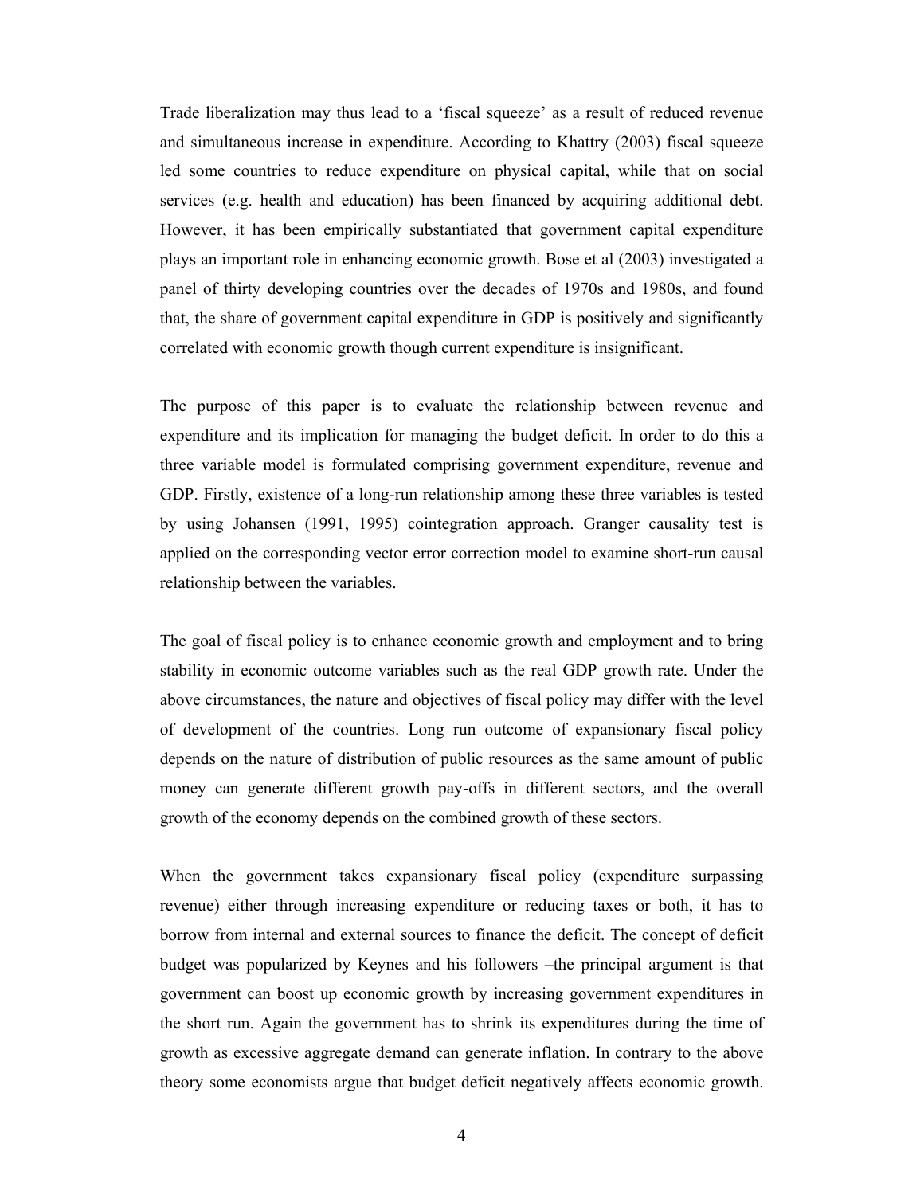Trade liberalization may thus lead to a ‘fiscal squeeze’ as a result of reduced revenue and simultaneous increase in expenditure. According to Khattry (2003) fiscal squeeze led some countries to reduce expenditure on physical capital, while that on social services (e.g. health and education) has been financed by acquiring additional debt. However, it has been empirically substantiated that government capital expenditure plays an important role in enhancing economic growth. Bose et al (2003) investigated a panel of thirty developing countries over the decades of 1970s and 1980s, and found that, the share of government capital expenditure in GDP is positively and significantly correlated with economic growth though current expenditure is insignificant.

The purpose of this paper is to evaluate the relationship between revenue and expenditure and its implication for managing the budget deficit. In order to do this a three variable model is formulated comprising government expenditure, revenue and GDP. Firstly, existence of a long-run relationship among these three variables is tested by using Johansen (1991, 1995) cointegration approach. Granger causality test is applied on the corresponding vector error correction model to examine short-run causal relationship between the variables.

The goal of fiscal policy is to enhance economic growth and employment and to bring stability in economic outcome variables such as the real GDP growth rate. Under the above circumstances, the nature and objectives of fiscal policy may differ with the level of development of the countries. Long run outcome of expansionary fiscal policy depends on the nature of distribution of public resources as the same amount of public money can generate different growth pay-offs in different sectors, and the overall growth of the economy depends on the combined growth of these sectors.

When the government takes expansionary fiscal policy (expenditure surpassing revenue) either through increasing expenditure or reducing taxes or both, it has to borrow from internal and external sources to finance the deficit. The concept of deficit budget was popularized by Keynes and his followers –the principal argument is that government can boost up economic growth by increasing government expenditures in the short run. Again the government has to shrink its expenditures during the time of growth as excessive aggregate demand can generate inflation. In contrary to the above theory some economists argue that budget deficit negatively affects economic growth.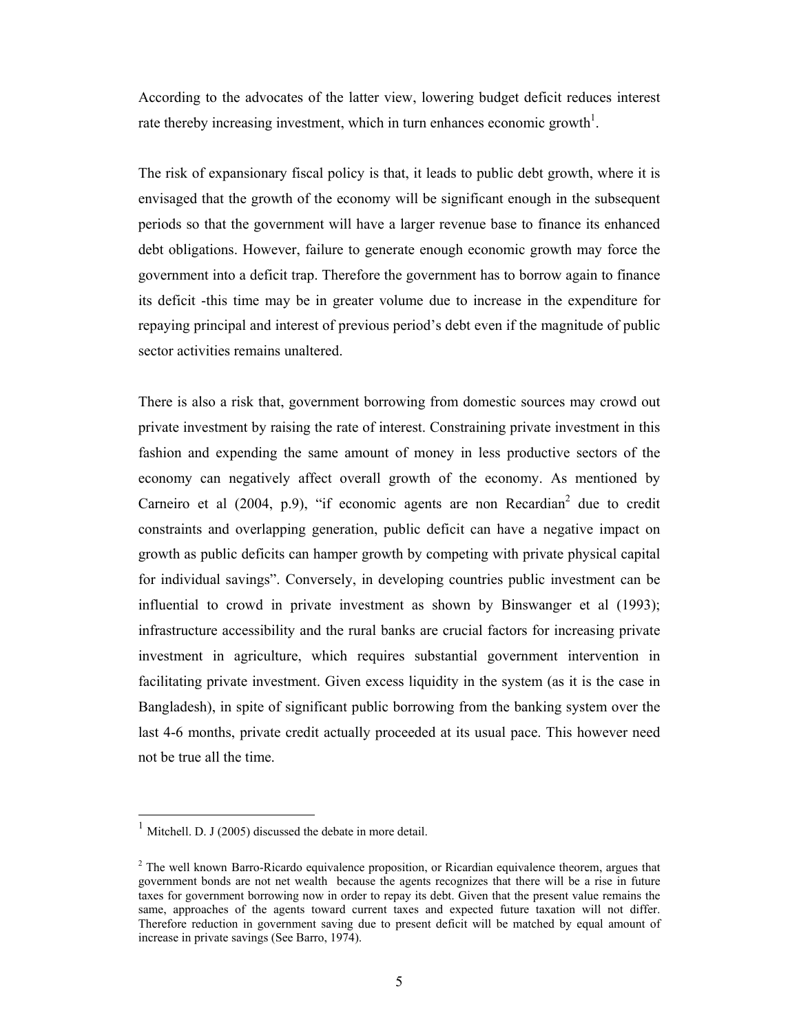According to the advocates of the latter view, lowering budget deficit reduces interest rate thereby increasing investment, which in turn enhances economic growth[1].

The risk of expansionary fiscal policy is that, it leads to public debt growth, where it is envisaged that the growth of the economy will be significant enough in the subsequent periods so that the government will have a larger revenue base to finance its enhanced debt obligations. However, failure to generate enough economic growth may force the government into a deficit trap. Therefore the government has to borrow again to finance its deficit -this time may be in greater volume due to increase in the expenditure for repaying principal and interest of previous period's debt even if the magnitude of public sector activities remains unaltered.

There is also a risk that, government borrowing from domestic sources may crowd out private investment by raising the rate of interest. Constraining private investment in this fashion and expending the same amount of money in less productive sectors of the economy can negatively affect overall growth of the economy. As mentioned by Carneiro et al (2004, p.9), "if economic agents are non Recardian[2] due to credit constraints and overlapping generation, public deficit can have a negative impact on growth as public deficits can hamper growth by competing with private physical capital for individual savings". Conversely, in developing countries public investment can be influential to crowd in private investment as shown by Binswanger et al (1993); infrastructure accessibility and the rural banks are crucial factors for increasing private investment in agriculture, which requires substantial government intervention in facilitating private investment. Given excess liquidity in the system (as it is the case in Bangladesh), in spite of significant public borrowing from the banking system over the last 4-6 months, private credit actually proceeded at its usual pace. This however need not be true all the time.

---

[1] Mitchell. D. J (2005) discussed the debate in more detail.

[2] The well known Barro-Ricardo equivalence proposition, or Ricardian equivalence theorem, argues that government bonds are not net wealth because the agents recognizes that there will be a rise in future taxes for government borrowing now in order to repay its debt. Given that the present value remains the same, approaches of the agents toward current taxes and expected future taxation will not differ. Therefore reduction in government saving due to present deficit will be matched by equal amount of increase in private savings (See Barro, 1974).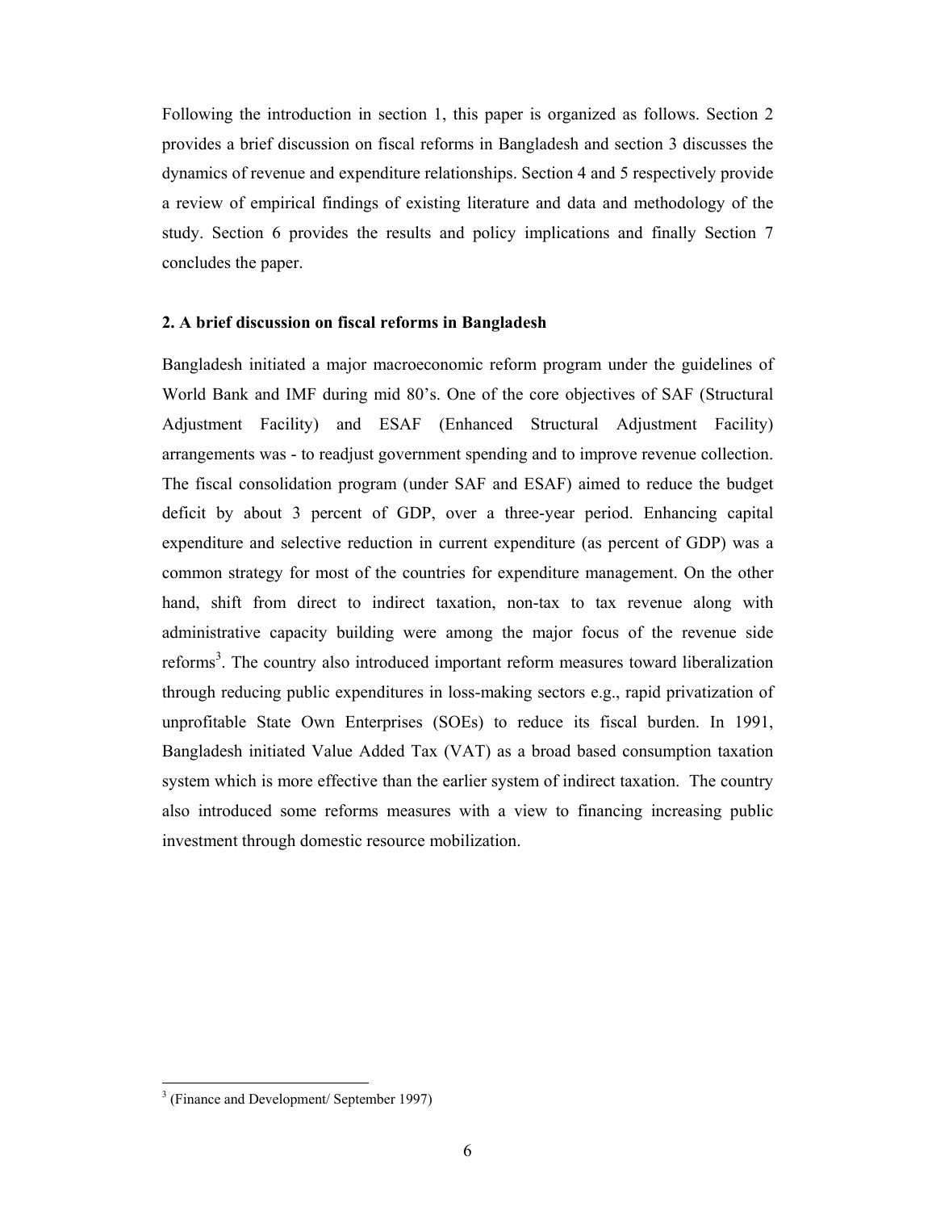Following the introduction in section 1, this paper is organized as follows. Section 2 provides a brief discussion on fiscal reforms in Bangladesh and section 3 discusses the dynamics of revenue and expenditure relationships. Section 4 and 5 respectively provide a review of empirical findings of existing literature and data and methodology of the study. Section 6 provides the results and policy implications and finally Section 7 concludes the paper.

## 2. A brief discussion on fiscal reforms in Bangladesh

Bangladesh initiated a major macroeconomic reform program under the guidelines of World Bank and IMF during mid 80's. One of the core objectives of SAF (Structural Adjustment Facility) and ESAF (Enhanced Structural Adjustment Facility) arrangements was - to readjust government spending and to improve revenue collection. The fiscal consolidation program (under SAF and ESAF) aimed to reduce the budget deficit by about 3 percent of GDP, over a three-year period. Enhancing capital expenditure and selective reduction in current expenditure (as percent of GDP) was a common strategy for most of the countries for expenditure management. On the other hand, shift from direct to indirect taxation, non-tax to tax revenue along with administrative capacity building were among the major focus of the revenue side reforms[3]. The country also introduced important reform measures toward liberalization through reducing public expenditures in loss-making sectors e.g., rapid privatization of unprofitable State Own Enterprises (SOEs) to reduce its fiscal burden. In 1991, Bangladesh initiated Value Added Tax (VAT) as a broad based consumption taxation system which is more effective than the earlier system of indirect taxation. The country also introduced some reforms measures with a view to financing increasing public investment through domestic resource mobilization.

[3] (Finance and Development/ September 1997)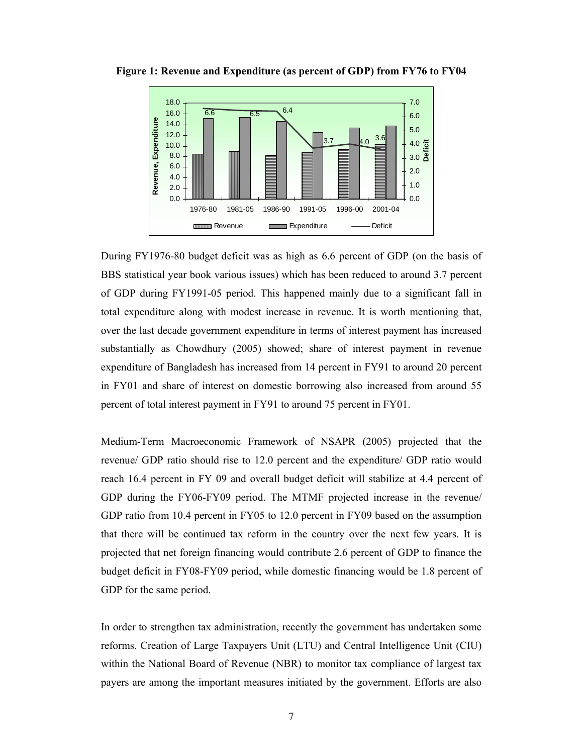**Figure 1: Revenue and Expenditure (as percent of GDP) from FY76 to FY04**

During FY1976-80 budget deficit was as high as 6.6 percent of GDP (on the basis of BBS statistical year book various issues) which has been reduced to around 3.7 percent of GDP during FY1991-05 period. This happened mainly due to a significant fall in total expenditure along with modest increase in revenue. It is worth mentioning that, over the last decade government expenditure in terms of interest payment has increased substantially as Chowdhury (2005) showed; share of interest payment in revenue expenditure of Bangladesh has increased from 14 percent in FY91 to around 20 percent in FY01 and share of interest on domestic borrowing also increased from around 55 percent of total interest payment in FY91 to around 75 percent in FY01.

Medium-Term Macroeconomic Framework of NSAPR (2005) projected that the revenue/ GDP ratio should rise to 12.0 percent and the expenditure/ GDP ratio would reach 16.4 percent in FY 09 and overall budget deficit will stabilize at 4.4 percent of GDP during the FY06-FY09 period. The MTMF projected increase in the revenue/ GDP ratio from 10.4 percent in FY05 to 12.0 percent in FY09 based on the assumption that there will be continued tax reform in the country over the next few years. It is projected that net foreign financing would contribute 2.6 percent of GDP to finance the budget deficit in FY08-FY09 period, while domestic financing would be 1.8 percent of GDP for the same period.

In order to strengthen tax administration, recently the government has undertaken some reforms. Creation of Large Taxpayers Unit (LTU) and Central Intelligence Unit (CIU) within the National Board of Revenue (NBR) to monitor tax compliance of largest tax payers are among the important measures initiated by the government. Efforts are also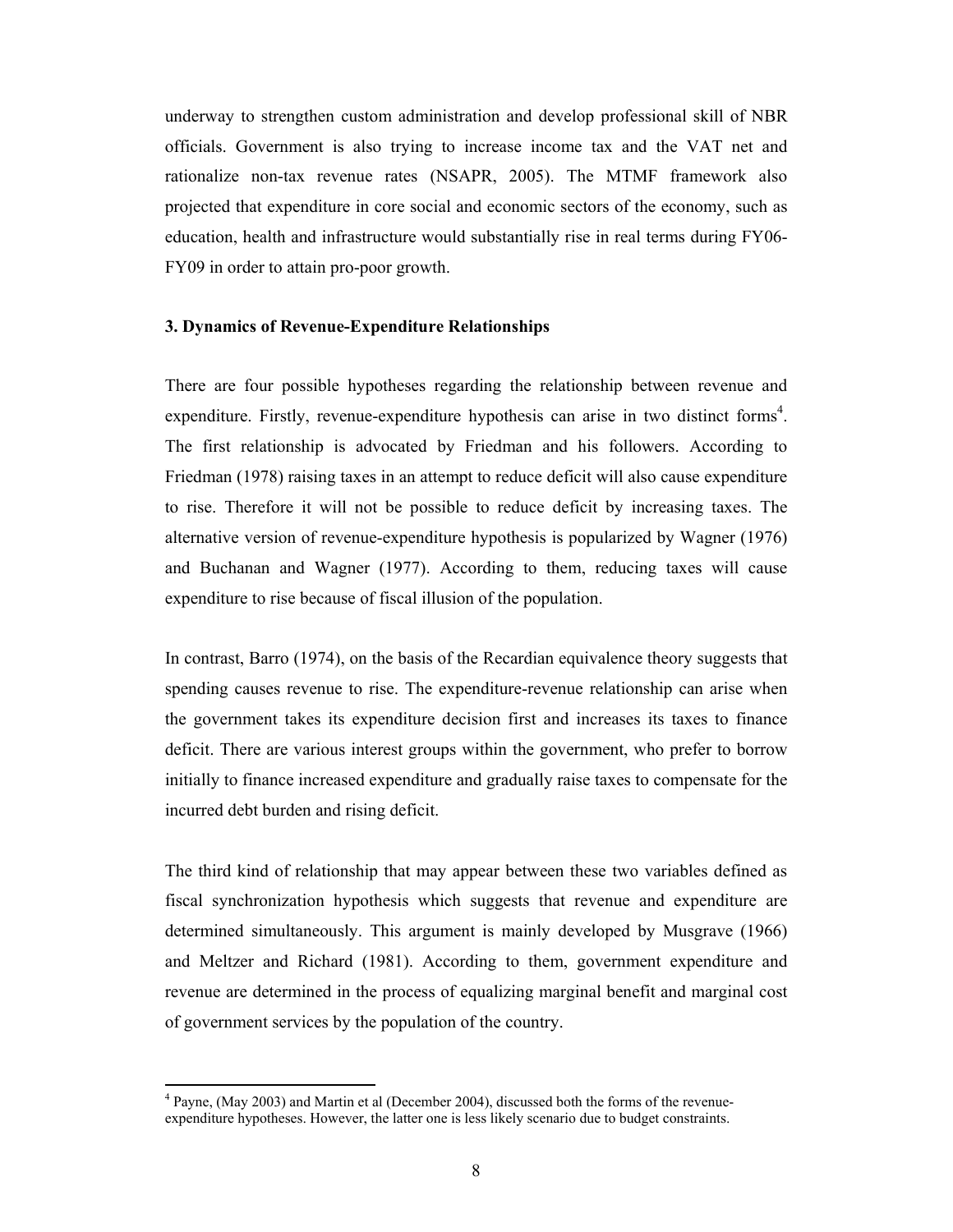underway to strengthen custom administration and develop professional skill of NBR officials. Government is also trying to increase income tax and the VAT net and rationalize non-tax revenue rates (NSAPR, 2005). The MTMF framework also projected that expenditure in core social and economic sectors of the economy, such as education, health and infrastructure would substantially rise in real terms during FY06-FY09 in order to attain pro-poor growth.

### 3. Dynamics of Revenue-Expenditure Relationships

There are four possible hypotheses regarding the relationship between revenue and expenditure. Firstly, revenue-expenditure hypothesis can arise in two distinct forms[4]. The first relationship is advocated by Friedman and his followers. According to Friedman (1978) raising taxes in an attempt to reduce deficit will also cause expenditure to rise. Therefore it will not be possible to reduce deficit by increasing taxes. The alternative version of revenue-expenditure hypothesis is popularized by Wagner (1976) and Buchanan and Wagner (1977). According to them, reducing taxes will cause expenditure to rise because of fiscal illusion of the population.

In contrast, Barro (1974), on the basis of the Recardian equivalence theory suggests that spending causes revenue to rise. The expenditure-revenue relationship can arise when the government takes its expenditure decision first and increases its taxes to finance deficit. There are various interest groups within the government, who prefer to borrow initially to finance increased expenditure and gradually raise taxes to compensate for the incurred debt burden and rising deficit.

The third kind of relationship that may appear between these two variables defined as fiscal synchronization hypothesis which suggests that revenue and expenditure are determined simultaneously. This argument is mainly developed by Musgrave (1966) and Meltzer and Richard (1981). According to them, government expenditure and revenue are determined in the process of equalizing marginal benefit and marginal cost of government services by the population of the country.

---

[4] Payne, (May 2003) and Martin et al (December 2004), discussed both the forms of the revenue-expenditure hypotheses. However, the latter one is less likely scenario due to budget constraints.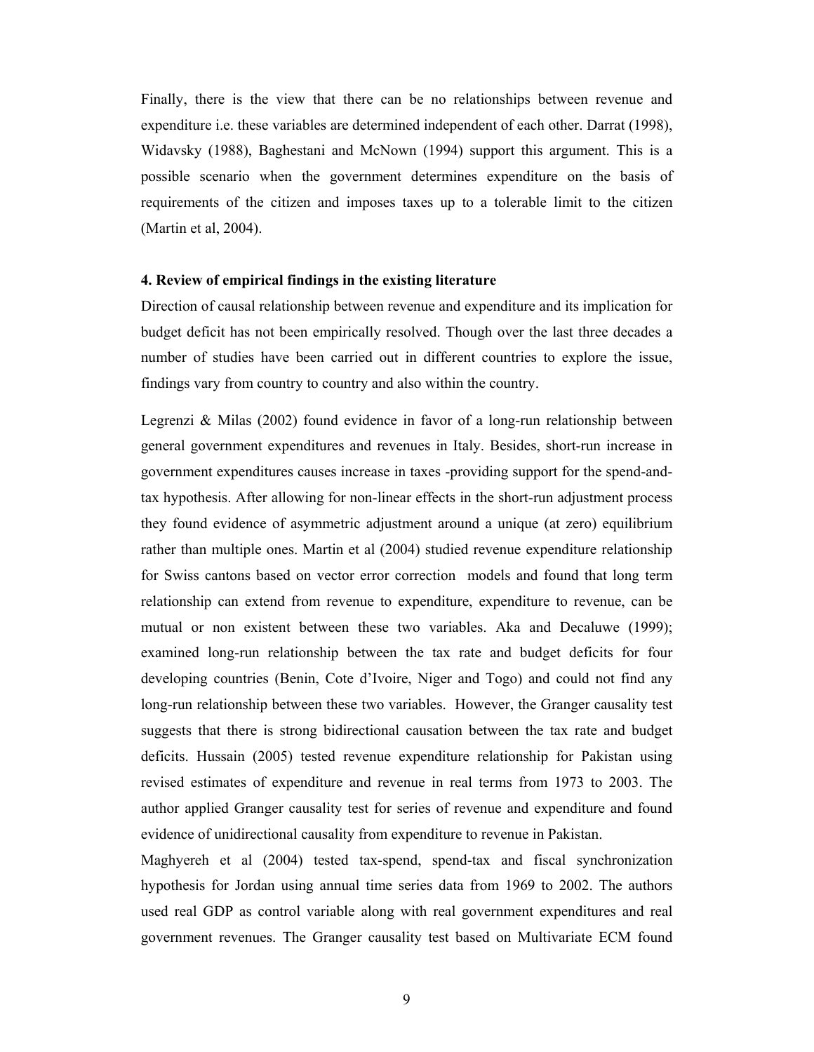Finally, there is the view that there can be no relationships between revenue and expenditure i.e. these variables are determined independent of each other. Darrat (1998), Widavsky (1988), Baghestani and McNown (1994) support this argument. This is a possible scenario when the government determines expenditure on the basis of requirements of the citizen and imposes taxes up to a tolerable limit to the citizen (Martin et al, 2004).

### 4. Review of empirical findings in the existing literature

Direction of causal relationship between revenue and expenditure and its implication for budget deficit has not been empirically resolved. Though over the last three decades a number of studies have been carried out in different countries to explore the issue, findings vary from country to country and also within the country.

Legrenzi & Milas (2002) found evidence in favor of a long-run relationship between general government expenditures and revenues in Italy. Besides, short-run increase in government expenditures causes increase in taxes -providing support for the spend-and-tax hypothesis. After allowing for non-linear effects in the short-run adjustment process they found evidence of asymmetric adjustment around a unique (at zero) equilibrium rather than multiple ones. Martin et al (2004) studied revenue expenditure relationship for Swiss cantons based on vector error correction models and found that long term relationship can extend from revenue to expenditure, expenditure to revenue, can be mutual or non existent between these two variables. Aka and Decaluwe (1999); examined long-run relationship between the tax rate and budget deficits for four developing countries (Benin, Cote d'Ivoire, Niger and Togo) and could not find any long-run relationship between these two variables. However, the Granger causality test suggests that there is strong bidirectional causation between the tax rate and budget deficits. Hussain (2005) tested revenue expenditure relationship for Pakistan using revised estimates of expenditure and revenue in real terms from 1973 to 2003. The author applied Granger causality test for series of revenue and expenditure and found evidence of unidirectional causality from expenditure to revenue in Pakistan.

Maghyereh et al (2004) tested tax-spend, spend-tax and fiscal synchronization hypothesis for Jordan using annual time series data from 1969 to 2002. The authors used real GDP as control variable along with real government expenditures and real government revenues. The Granger causality test based on Multivariate ECM found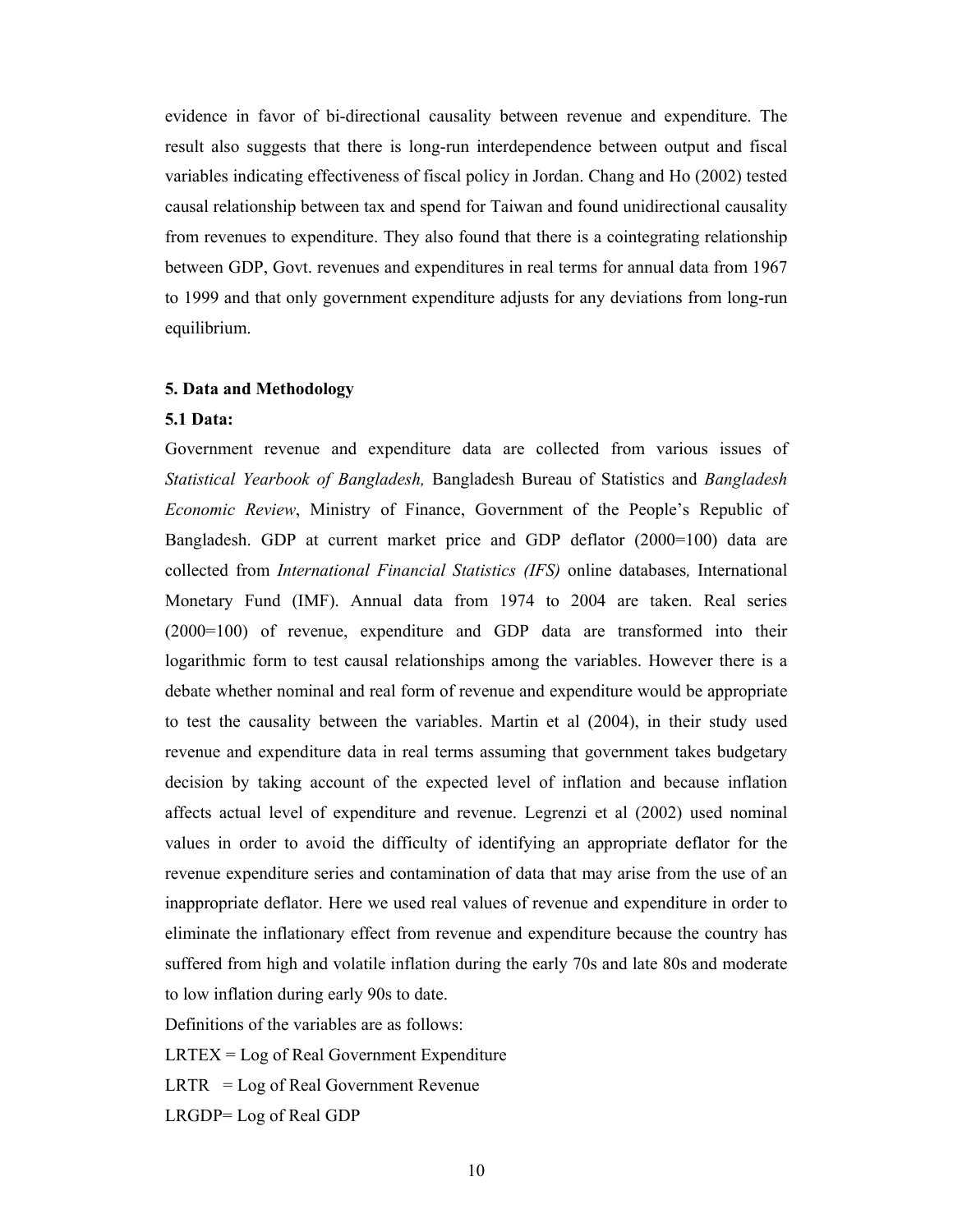evidence in favor of bi-directional causality between revenue and expenditure. The result also suggests that there is long-run interdependence between output and fiscal variables indicating effectiveness of fiscal policy in Jordan. Chang and Ho (2002) tested causal relationship between tax and spend for Taiwan and found unidirectional causality from revenues to expenditure. They also found that there is a cointegrating relationship between GDP, Govt. revenues and expenditures in real terms for annual data from 1967 to 1999 and that only government expenditure adjusts for any deviations from long-run equilibrium.

## 5. Data and Methodology

### 5.1 Data:

Government revenue and expenditure data are collected from various issues of *Statistical Yearbook of Bangladesh,* Bangladesh Bureau of Statistics and *Bangladesh Economic Review*, Ministry of Finance, Government of the People's Republic of Bangladesh. GDP at current market price and GDP deflator (2000=100) data are collected from *International Financial Statistics (IFS)* online databases*,* International Monetary Fund (IMF). Annual data from 1974 to 2004 are taken. Real series (2000=100) of revenue, expenditure and GDP data are transformed into their logarithmic form to test causal relationships among the variables. However there is a debate whether nominal and real form of revenue and expenditure would be appropriate to test the causality between the variables. Martin et al (2004), in their study used revenue and expenditure data in real terms assuming that government takes budgetary decision by taking account of the expected level of inflation and because inflation affects actual level of expenditure and revenue. Legrenzi et al (2002) used nominal values in order to avoid the difficulty of identifying an appropriate deflator for the revenue expenditure series and contamination of data that may arise from the use of an inappropriate deflator. Here we used real values of revenue and expenditure in order to eliminate the inflationary effect from revenue and expenditure because the country has suffered from high and volatile inflation during the early 70s and late 80s and moderate to low inflation during early 90s to date.

Definitions of the variables are as follows:

LRTEX = Log of Real Government Expenditure

LRTR = Log of Real Government Revenue

LRGDP= Log of Real GDP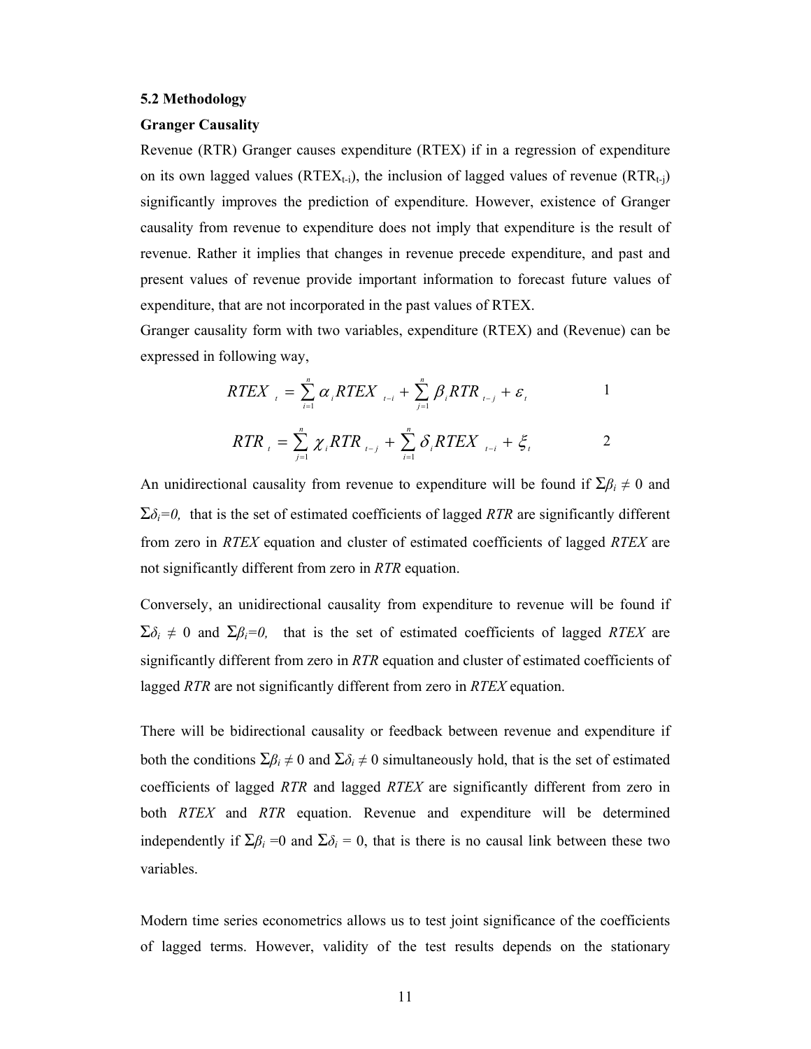**5.2 Methodology**

**Granger Causality**

Revenue (RTR) Granger causes expenditure (RTEX) if in a regression of expenditure on its own lagged values ($RTEX_{t-i}$), the inclusion of lagged values of revenue ($RTR_{t-j}$) significantly improves the prediction of expenditure. However, existence of Granger causality from revenue to expenditure does not imply that expenditure is the result of revenue. Rather it implies that changes in revenue precede expenditure, and past and present values of revenue provide important information to forecast future values of expenditure, that are not incorporated in the past values of RTEX.

Granger causality form with two variables, expenditure (RTEX) and (Revenue) can be expressed in following way,

$$RTEX_t = \sum_{i=1}^{n} \alpha_i RTEX_{t-i} + \sum_{j=1}^{n} \beta_i RTR_{t-j} + \varepsilon_t \qquad 1$$

$$RTR_t = \sum_{j=1}^{n} \chi_i RTR_{t-j} + \sum_{i=1}^{n} \delta_i RTEX_{t-i} + \xi_t \qquad 2$$

An unidirectional causality from revenue to expenditure will be found if $\Sigma\beta_i \neq 0$ and $\Sigma\delta_i=0$, that is the set of estimated coefficients of lagged *RTR* are significantly different from zero in *RTEX* equation and cluster of estimated coefficients of lagged *RTEX* are not significantly different from zero in *RTR* equation.

Conversely, an unidirectional causality from expenditure to revenue will be found if $\Sigma\delta_i \neq 0$ and $\Sigma\beta_i=0$, that is the set of estimated coefficients of lagged *RTEX* are significantly different from zero in *RTR* equation and cluster of estimated coefficients of lagged *RTR* are not significantly different from zero in *RTEX* equation.

There will be bidirectional causality or feedback between revenue and expenditure if both the conditions $\Sigma\beta_i \neq 0$ and $\Sigma\delta_i \neq 0$ simultaneously hold, that is the set of estimated coefficients of lagged *RTR* and lagged *RTEX* are significantly different from zero in both *RTEX* and *RTR* equation. Revenue and expenditure will be determined independently if $\Sigma\beta_i = 0$ and $\Sigma\delta_i = 0$, that is there is no causal link between these two variables.

Modern time series econometrics allows us to test joint significance of the coefficients of lagged terms. However, validity of the test results depends on the stationary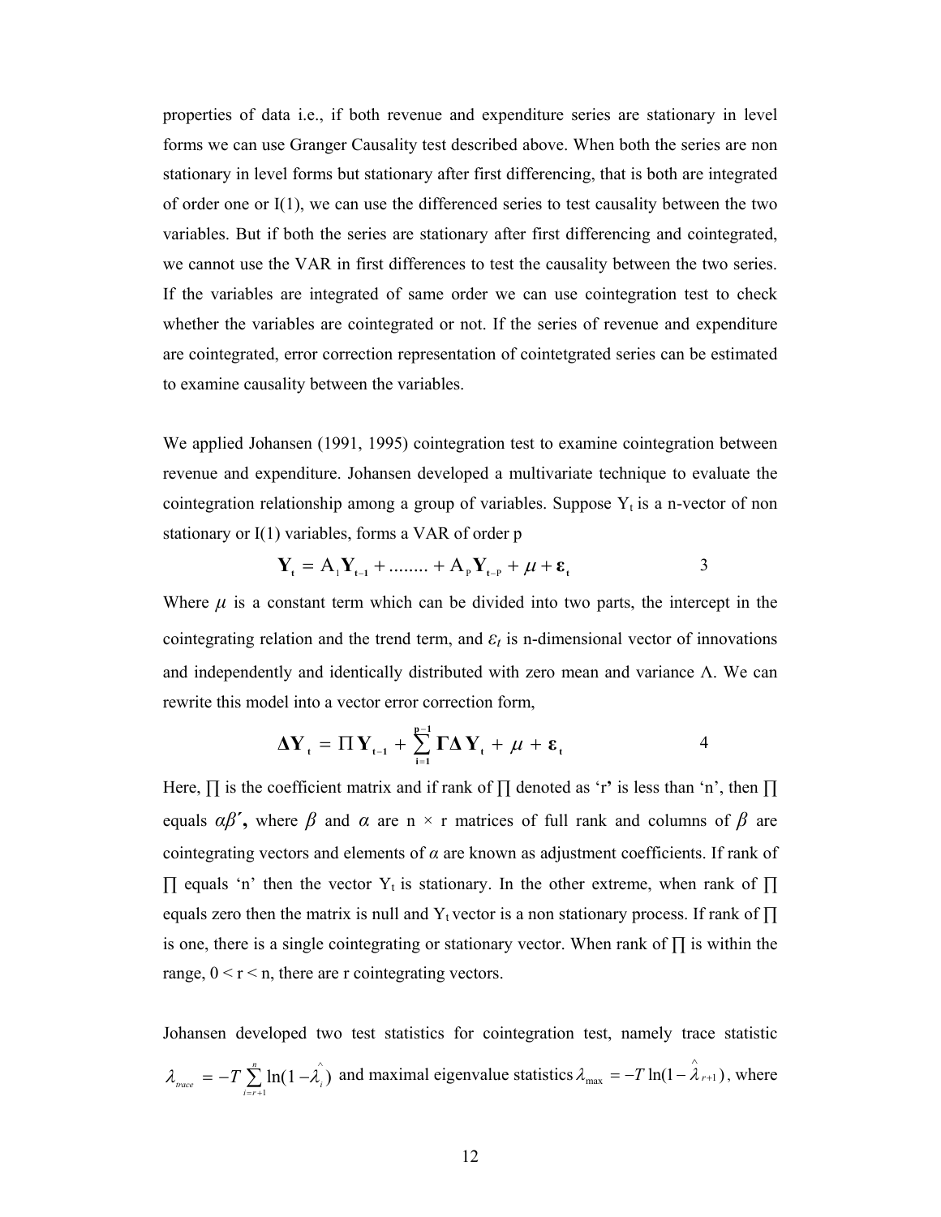properties of data i.e., if both revenue and expenditure series are stationary in level forms we can use Granger Causality test described above. When both the series are non stationary in level forms but stationary after first differencing, that is both are integrated of order one or I(1), we can use the differenced series to test causality between the two variables. But if both the series are stationary after first differencing and cointegrated, we cannot use the VAR in first differences to test the causality between the two series. If the variables are integrated of same order we can use cointegration test to check whether the variables are cointegrated or not. If the series of revenue and expenditure are cointegrated, error correction representation of cointetgrated series can be estimated to examine causality between the variables.

We applied Johansen (1991, 1995) cointegration test to examine cointegration between revenue and expenditure. Johansen developed a multivariate technique to evaluate the cointegration relationship among a group of variables. Suppose $Y_t$ is a n-vector of non stationary or I(1) variables, forms a VAR of order p

$$\mathbf{Y_t} = A_1\mathbf{Y_{t-1}} + ........ + A_P\mathbf{Y_{t-P}} + \mu + \boldsymbol{\varepsilon}_t \qquad 3$$

Where $\mu$ is a constant term which can be divided into two parts, the intercept in the cointegrating relation and the trend term, and $\varepsilon_t$ is n-dimensional vector of innovations and independently and identically distributed with zero mean and variance $\Lambda$. We can rewrite this model into a vector error correction form,

$$\mathbf{\Delta Y_t} = \Pi\mathbf{Y_{t-1}} + \sum_{\mathbf{i=1}}^{\mathbf{p-1}} \mathbf{\Gamma\Delta Y_t} + \mu + \boldsymbol{\varepsilon}_t \qquad 4$$

Here, $\prod$ is the coefficient matrix and if rank of $\prod$ denoted as 'r' is less than 'n', then $\prod$ equals $\alpha\beta'$**,** where $\beta$ and $\alpha$ are n × r matrices of full rank and columns of $\beta$ are cointegrating vectors and elements of $\alpha$ are known as adjustment coefficients. If rank of $\prod$ equals 'n' then the vector $Y_t$ is stationary. In the other extreme, when rank of $\prod$ equals zero then the matrix is null and $Y_t$ vector is a non stationary process. If rank of $\prod$ is one, there is a single cointegrating or stationary vector. When rank of $\prod$ is within the range, $0 < r < n$, there are r cointegrating vectors.

Johansen developed two test statistics for cointegration test, namely trace statistic $\lambda_{trace} = -T\sum_{i=r+1}^{n}\ln(1-\hat{\lambda}_i)$ and maximal eigenvalue statistics $\lambda_{\max} = -T\ln(1-\hat{\lambda}_{r+1})$, where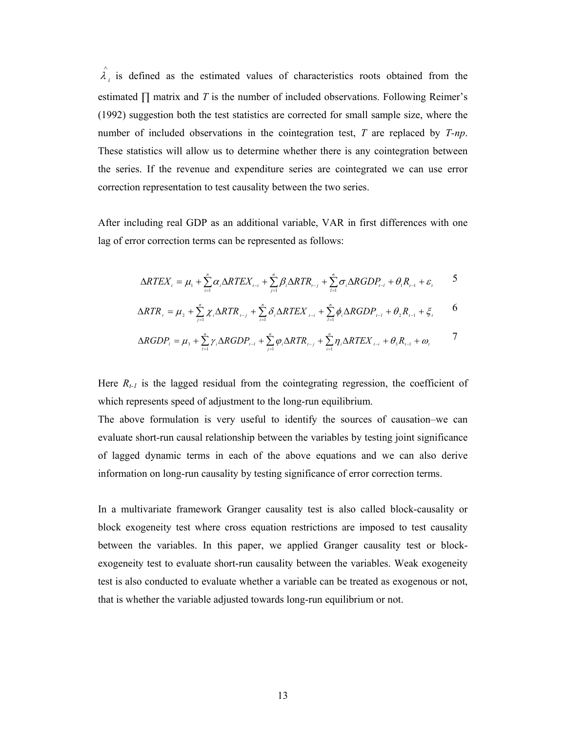$\hat{\lambda}_i$ is defined as the estimated values of characteristics roots obtained from the estimated $\prod$ matrix and $T$ is the number of included observations. Following Reimer's (1992) suggestion both the test statistics are corrected for small sample size, where the number of included observations in the cointegration test, $T$ are replaced by $T$-$np$. These statistics will allow us to determine whether there is any cointegration between the series. If the revenue and expenditure series are cointegrated we can use error correction representation to test causality between the two series.

After including real GDP as an additional variable, VAR in first differences with one lag of error correction terms can be represented as follows:

$$\Delta RTEX_t = \mu_1 + \sum_{i=1}^{n} \alpha_i \Delta RTEX_{t-i} + \sum_{j=1}^{n} \beta_i \Delta RTR_{t-j} + \sum_{l=1}^{n} \sigma_i \Delta RGDP_{t-l} + \theta_1 R_{t-1} + \varepsilon_t \quad 5$$

$$\Delta RTR_t = \mu_2 + \sum_{j=1}^{n} \chi_i \Delta RTR_{t-j} + \sum_{i=1}^{n} \delta_i \Delta RTEX_{t-i} + \sum_{l=1}^{n} \phi_i \Delta RGDP_{t-l} + \theta_2 R_{t-1} + \xi_t \quad 6$$

$$\Delta RGDP_l = \mu_3 + \sum_{l=1}^{n} \gamma_i \Delta RGDP_{t-l} + \sum_{j=1}^{n} \varphi_i \Delta RTR_{t-j} + \sum_{i=1}^{n} \eta_i \Delta RTEX_{t-i} + \theta_3 R_{t-1} + \omega_t \quad 7$$

Here $R_{t-1}$ is the lagged residual from the cointegrating regression, the coefficient of which represents speed of adjustment to the long-run equilibrium.

The above formulation is very useful to identify the sources of causation–we can evaluate short-run causal relationship between the variables by testing joint significance of lagged dynamic terms in each of the above equations and we can also derive information on long-run causality by testing significance of error correction terms.

In a multivariate framework Granger causality test is also called block-causality or block exogeneity test where cross equation restrictions are imposed to test causality between the variables. In this paper, we applied Granger causality test or block-exogeneity test to evaluate short-run causality between the variables. Weak exogeneity test is also conducted to evaluate whether a variable can be treated as exogenous or not, that is whether the variable adjusted towards long-run equilibrium or not.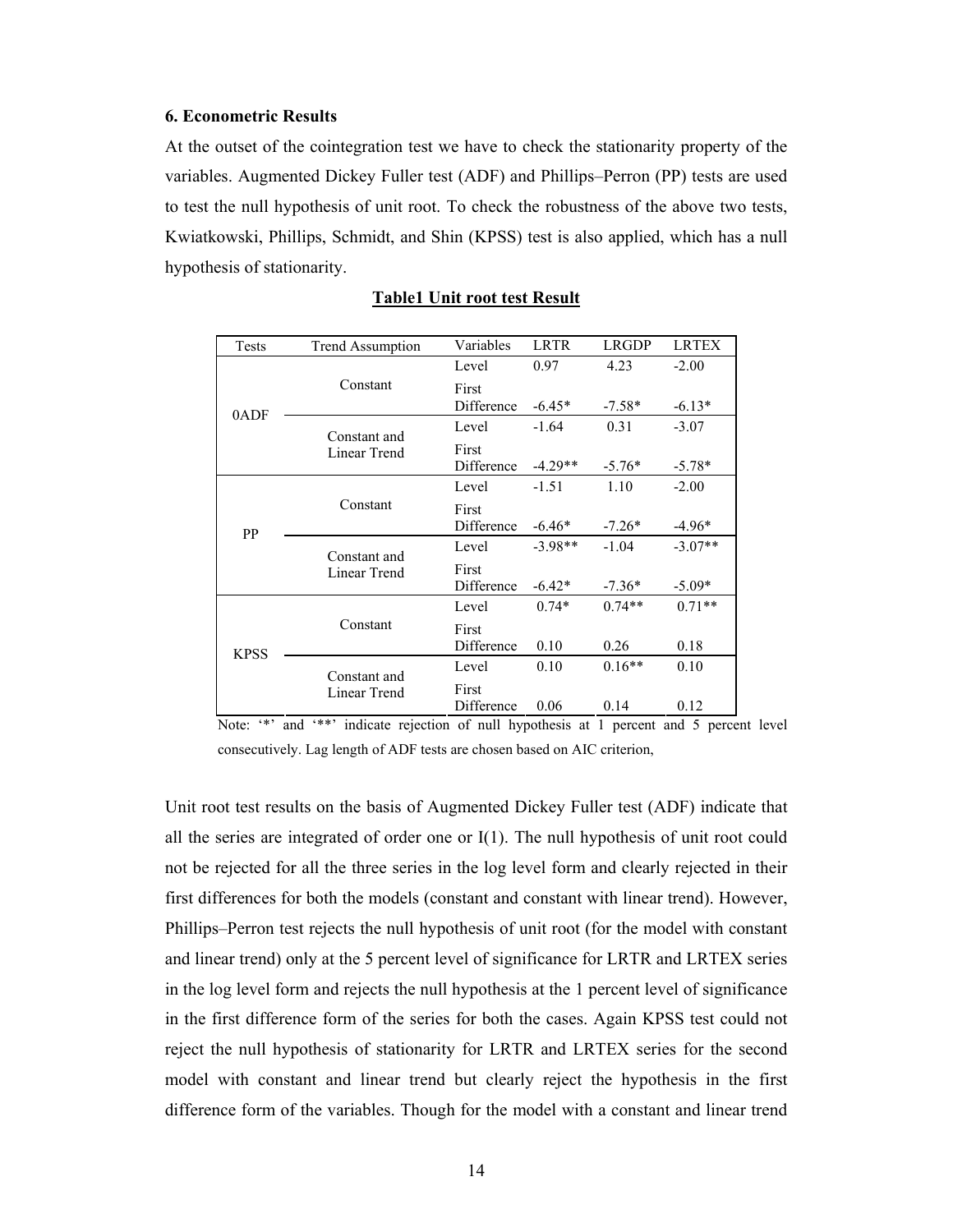### 6. Econometric Results

At the outset of the cointegration test we have to check the stationarity property of the variables. Augmented Dickey Fuller test (ADF) and Phillips–Perron (PP) tests are used to test the null hypothesis of unit root. To check the robustness of the above two tests, Kwiatkowski, Phillips, Schmidt, and Shin (KPSS) test is also applied, which has a null hypothesis of stationarity.

**Table1 Unit root test Result**

| Tests | Trend Assumption | Variables | LRTR | LRGDP | LRTEX |
|---|---|---|---|---|---|
| 0ADF | Constant | Level | 0.97 | 4.23 | -2.00 |
| | | First Difference | -6.45* | -7.58* | -6.13* |
| | Constant and Linear Trend | Level | -1.64 | 0.31 | -3.07 |
| | | First Difference | -4.29** | -5.76* | -5.78* |
| PP | Constant | Level | -1.51 | 1.10 | -2.00 |
| | | First Difference | -6.46* | -7.26* | -4.96* |
| | Constant and Linear Trend | Level | -3.98** | -1.04 | -3.07** |
| | | First Difference | -6.42* | -7.36* | -5.09* |
| KPSS | Constant | Level | 0.74* | 0.74** | 0.71** |
| | | First Difference | 0.10 | 0.26 | 0.18 |
| | Constant and Linear Trend | Level | 0.10 | 0.16** | 0.10 |
| | | First Difference | 0.06 | 0.14 | 0.12 |

Note: '*' and '**' indicate rejection of null hypothesis at 1 percent and 5 percent level consecutively. Lag length of ADF tests are chosen based on AIC criterion,

Unit root test results on the basis of Augmented Dickey Fuller test (ADF) indicate that all the series are integrated of order one or I(1). The null hypothesis of unit root could not be rejected for all the three series in the log level form and clearly rejected in their first differences for both the models (constant and constant with linear trend). However, Phillips–Perron test rejects the null hypothesis of unit root (for the model with constant and linear trend) only at the 5 percent level of significance for LRTR and LRTEX series in the log level form and rejects the null hypothesis at the 1 percent level of significance in the first difference form of the series for both the cases. Again KPSS test could not reject the null hypothesis of stationarity for LRTR and LRTEX series for the second model with constant and linear trend but clearly reject the hypothesis in the first difference form of the variables. Though for the model with a constant and linear trend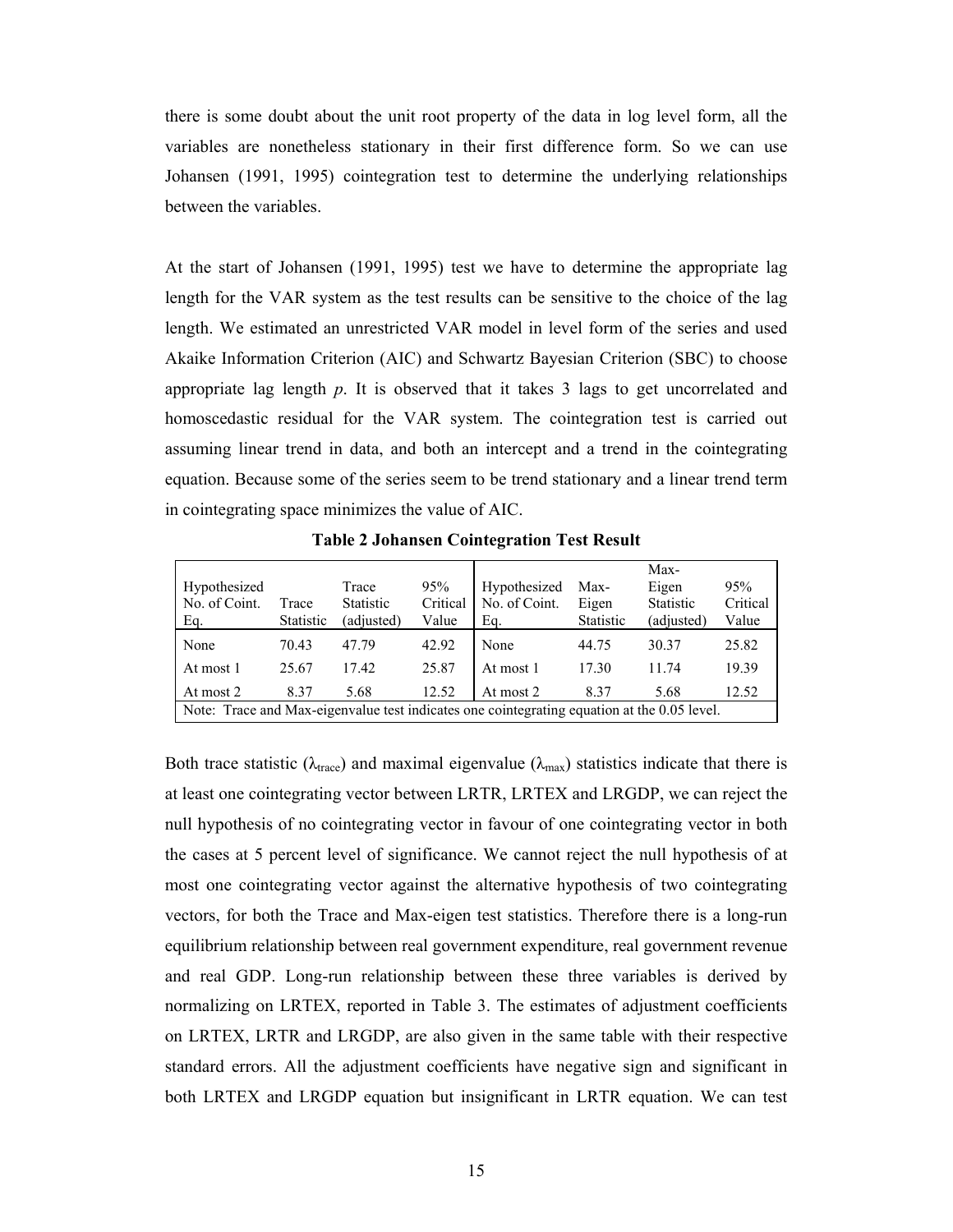there is some doubt about the unit root property of the data in log level form, all the variables are nonetheless stationary in their first difference form. So we can use Johansen (1991, 1995) cointegration test to determine the underlying relationships between the variables.

At the start of Johansen (1991, 1995) test we have to determine the appropriate lag length for the VAR system as the test results can be sensitive to the choice of the lag length. We estimated an unrestricted VAR model in level form of the series and used Akaike Information Criterion (AIC) and Schwartz Bayesian Criterion (SBC) to choose appropriate lag length *p*. It is observed that it takes 3 lags to get uncorrelated and homoscedastic residual for the VAR system. The cointegration test is carried out assuming linear trend in data, and both an intercept and a trend in the cointegrating equation. Because some of the series seem to be trend stationary and a linear trend term in cointegrating space minimizes the value of AIC.

**Table 2 Johansen Cointegration Test Result**

| Hypothesized No. of Coint. Eq. | Trace Statistic | Trace Statistic (adjusted) | 95% Critical Value | Hypothesized No. of Coint. Eq. | Max-Eigen Statistic | Max-Eigen Statistic (adjusted) | 95% Critical Value |
|---|---|---|---|---|---|---|---|
| None | 70.43 | 47.79 | 42.92 | None | 44.75 | 30.37 | 25.82 |
| At most 1 | 25.67 | 17.42 | 25.87 | At most 1 | 17.30 | 11.74 | 19.39 |
| At most 2 | 8.37 | 5.68 | 12.52 | At most 2 | 8.37 | 5.68 | 12.52 |

Note: Trace and Max-eigenvalue test indicates one cointegrating equation at the 0.05 level.

Both trace statistic ($\lambda_{trace}$) and maximal eigenvalue ($\lambda_{max}$) statistics indicate that there is at least one cointegrating vector between LRTR, LRTEX and LRGDP, we can reject the null hypothesis of no cointegrating vector in favour of one cointegrating vector in both the cases at 5 percent level of significance. We cannot reject the null hypothesis of at most one cointegrating vector against the alternative hypothesis of two cointegrating vectors, for both the Trace and Max-eigen test statistics. Therefore there is a long-run equilibrium relationship between real government expenditure, real government revenue and real GDP. Long-run relationship between these three variables is derived by normalizing on LRTEX, reported in Table 3. The estimates of adjustment coefficients on LRTEX, LRTR and LRGDP, are also given in the same table with their respective standard errors. All the adjustment coefficients have negative sign and significant in both LRTEX and LRGDP equation but insignificant in LRTR equation. We can test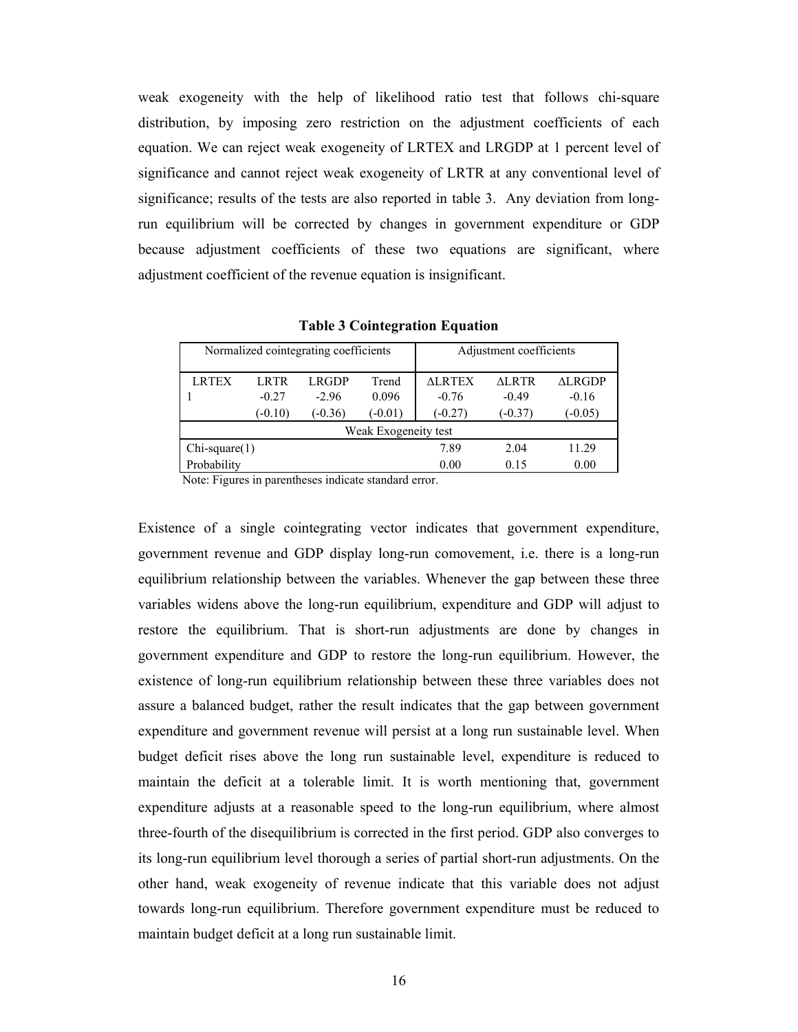weak exogeneity with the help of likelihood ratio test that follows chi-square distribution, by imposing zero restriction on the adjustment coefficients of each equation. We can reject weak exogeneity of LRTEX and LRGDP at 1 percent level of significance and cannot reject weak exogeneity of LRTR at any conventional level of significance; results of the tests are also reported in table 3. Any deviation from long-run equilibrium will be corrected by changes in government expenditure or GDP because adjustment coefficients of these two equations are significant, where adjustment coefficient of the revenue equation is insignificant.

**Table 3 Cointegration Equation**

| Normalized cointegrating coefficients | | | | Adjustment coefficients | | |
|---|---|---|---|---|---|---|
| LRTEX | LRTR | LRGDP | Trend | ΔLRTEX | ΔLRTR | ΔLRGDP |
| 1 | -0.27 | -2.96 | 0.096 | -0.76 | -0.49 | -0.16 |
| | (-0.10) | (-0.36) | (-0.01) | (-0.27) | (-0.37) | (-0.05) |
| Weak Exogeneity test | | | | | | |
| Chi-square(1) | | | | 7.89 | 2.04 | 11.29 |
| Probability | | | | 0.00 | 0.15 | 0.00 |

Note: Figures in parentheses indicate standard error.

Existence of a single cointegrating vector indicates that government expenditure, government revenue and GDP display long-run comovement, i.e. there is a long-run equilibrium relationship between the variables. Whenever the gap between these three variables widens above the long-run equilibrium, expenditure and GDP will adjust to restore the equilibrium. That is short-run adjustments are done by changes in government expenditure and GDP to restore the long-run equilibrium. However, the existence of long-run equilibrium relationship between these three variables does not assure a balanced budget, rather the result indicates that the gap between government expenditure and government revenue will persist at a long run sustainable level. When budget deficit rises above the long run sustainable level, expenditure is reduced to maintain the deficit at a tolerable limit. It is worth mentioning that, government expenditure adjusts at a reasonable speed to the long-run equilibrium, where almost three-fourth of the disequilibrium is corrected in the first period. GDP also converges to its long-run equilibrium level thorough a series of partial short-run adjustments. On the other hand, weak exogeneity of revenue indicate that this variable does not adjust towards long-run equilibrium. Therefore government expenditure must be reduced to maintain budget deficit at a long run sustainable limit.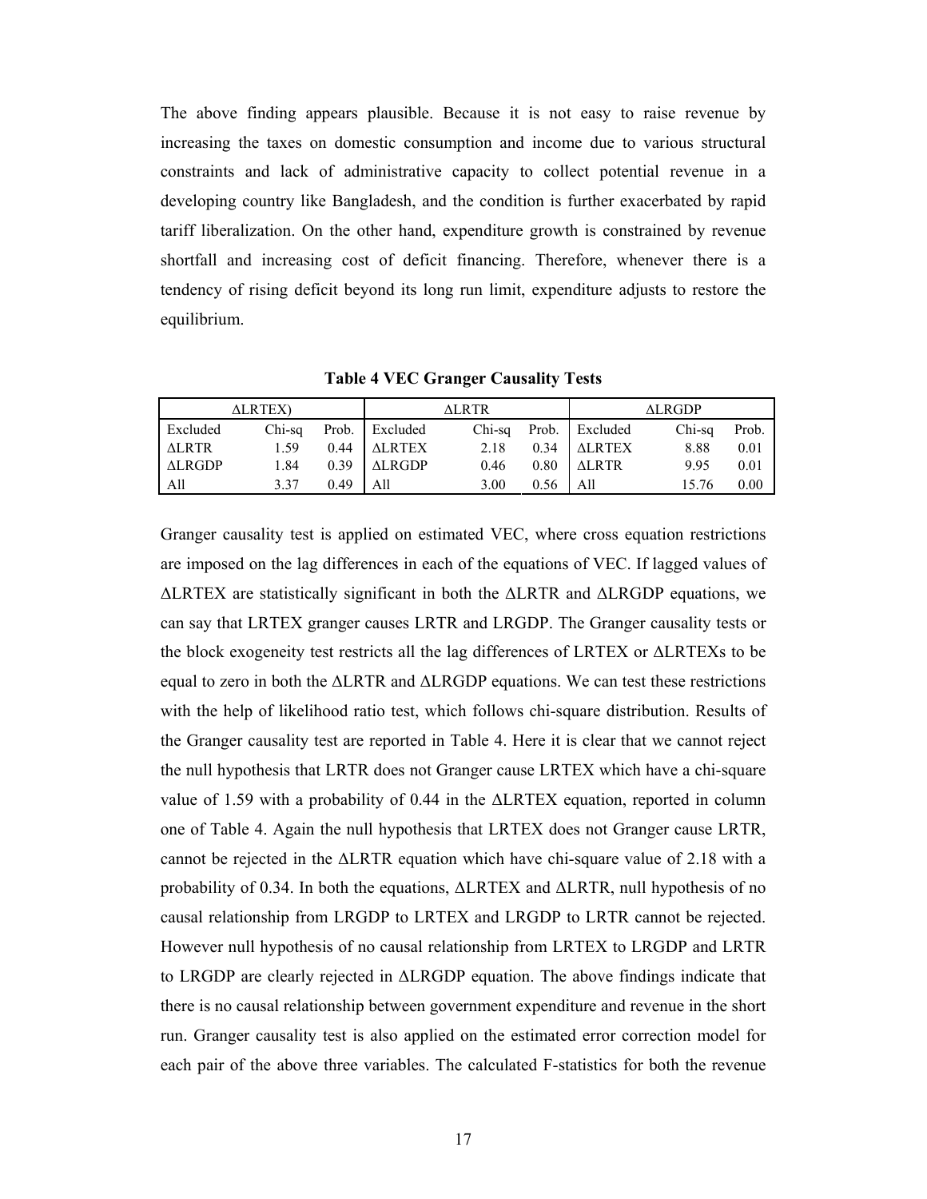The above finding appears plausible. Because it is not easy to raise revenue by increasing the taxes on domestic consumption and income due to various structural constraints and lack of administrative capacity to collect potential revenue in a developing country like Bangladesh, and the condition is further exacerbated by rapid tariff liberalization. On the other hand, expenditure growth is constrained by revenue shortfall and increasing cost of deficit financing. Therefore, whenever there is a tendency of rising deficit beyond its long run limit, expenditure adjusts to restore the equilibrium.

**Table 4 VEC Granger Causality Tests**

| ΔLRTEX) | | | ΔLRTR | | | ΔLRGDP | | |
|---|---|---|---|---|---|---|---|---|
| Excluded | Chi-sq | Prob. | Excluded | Chi-sq | Prob. | Excluded | Chi-sq | Prob. |
| ΔLRTR | 1.59 | 0.44 | ΔLRTEX | 2.18 | 0.34 | ΔLRTEX | 8.88 | 0.01 |
| ΔLRGDP | 1.84 | 0.39 | ΔLRGDP | 0.46 | 0.80 | ΔLRTR | 9.95 | 0.01 |
| All | 3.37 | 0.49 | All | 3.00 | 0.56 | All | 15.76 | 0.00 |

Granger causality test is applied on estimated VEC, where cross equation restrictions are imposed on the lag differences in each of the equations of VEC. If lagged values of ΔLRTEX are statistically significant in both the ΔLRTR and ΔLRGDP equations, we can say that LRTEX granger causes LRTR and LRGDP. The Granger causality tests or the block exogeneity test restricts all the lag differences of LRTEX or ΔLRTEXs to be equal to zero in both the ΔLRTR and ΔLRGDP equations. We can test these restrictions with the help of likelihood ratio test, which follows chi-square distribution. Results of the Granger causality test are reported in Table 4. Here it is clear that we cannot reject the null hypothesis that LRTR does not Granger cause LRTEX which have a chi-square value of 1.59 with a probability of 0.44 in the ΔLRTEX equation, reported in column one of Table 4. Again the null hypothesis that LRTEX does not Granger cause LRTR, cannot be rejected in the ΔLRTR equation which have chi-square value of 2.18 with a probability of 0.34. In both the equations, ΔLRTEX and ΔLRTR, null hypothesis of no causal relationship from LRGDP to LRTEX and LRGDP to LRTR cannot be rejected. However null hypothesis of no causal relationship from LRTEX to LRGDP and LRTR to LRGDP are clearly rejected in ΔLRGDP equation. The above findings indicate that there is no causal relationship between government expenditure and revenue in the short run. Granger causality test is also applied on the estimated error correction model for each pair of the above three variables. The calculated F-statistics for both the revenue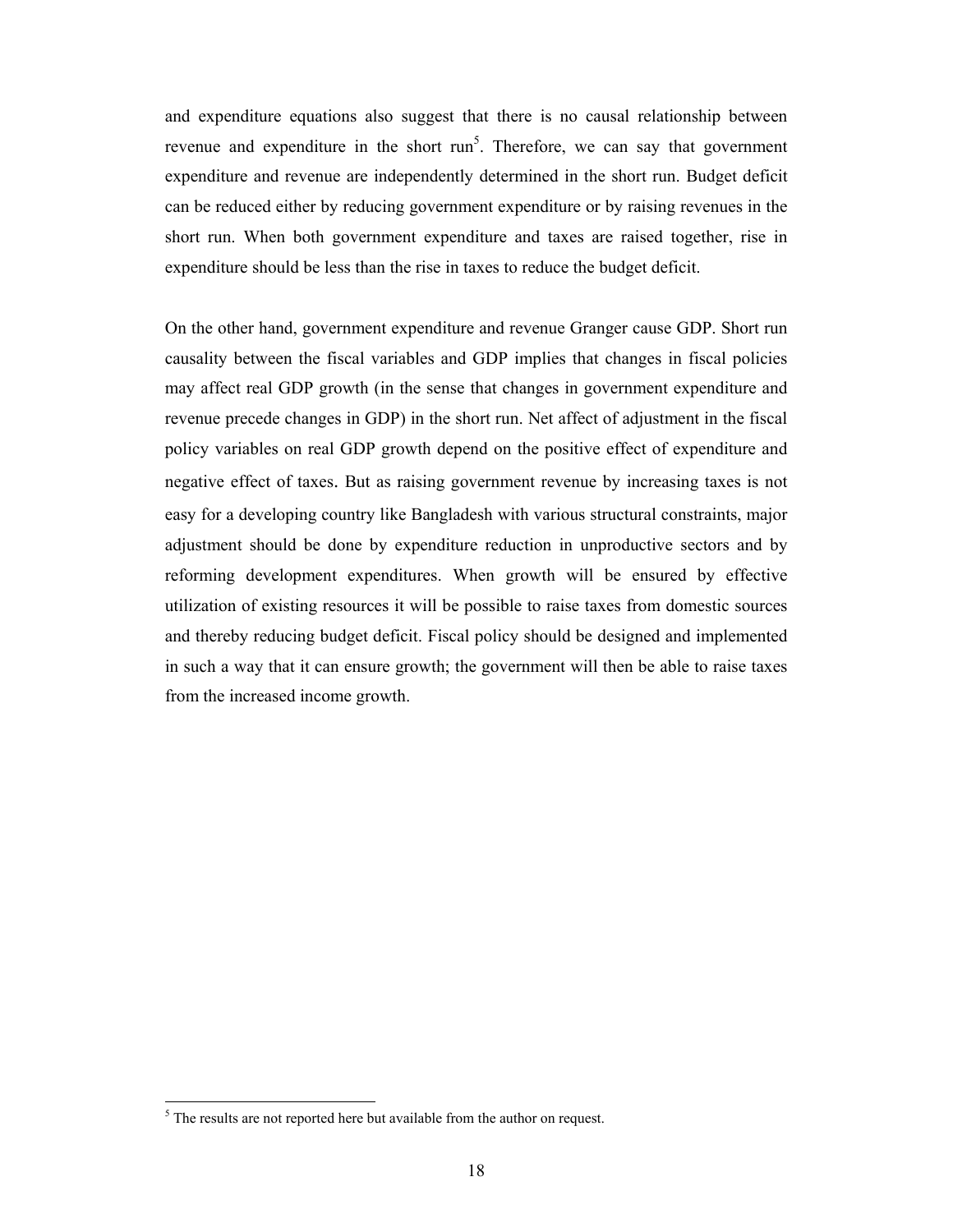and expenditure equations also suggest that there is no causal relationship between revenue and expenditure in the short run[5]. Therefore, we can say that government expenditure and revenue are independently determined in the short run. Budget deficit can be reduced either by reducing government expenditure or by raising revenues in the short run. When both government expenditure and taxes are raised together, rise in expenditure should be less than the rise in taxes to reduce the budget deficit.

On the other hand, government expenditure and revenue Granger cause GDP. Short run causality between the fiscal variables and GDP implies that changes in fiscal policies may affect real GDP growth (in the sense that changes in government expenditure and revenue precede changes in GDP) in the short run. Net affect of adjustment in the fiscal policy variables on real GDP growth depend on the positive effect of expenditure and negative effect of taxes. But as raising government revenue by increasing taxes is not easy for a developing country like Bangladesh with various structural constraints, major adjustment should be done by expenditure reduction in unproductive sectors and by reforming development expenditures. When growth will be ensured by effective utilization of existing resources it will be possible to raise taxes from domestic sources and thereby reducing budget deficit. Fiscal policy should be designed and implemented in such a way that it can ensure growth; the government will then be able to raise taxes from the increased income growth.

[5] The results are not reported here but available from the author on request.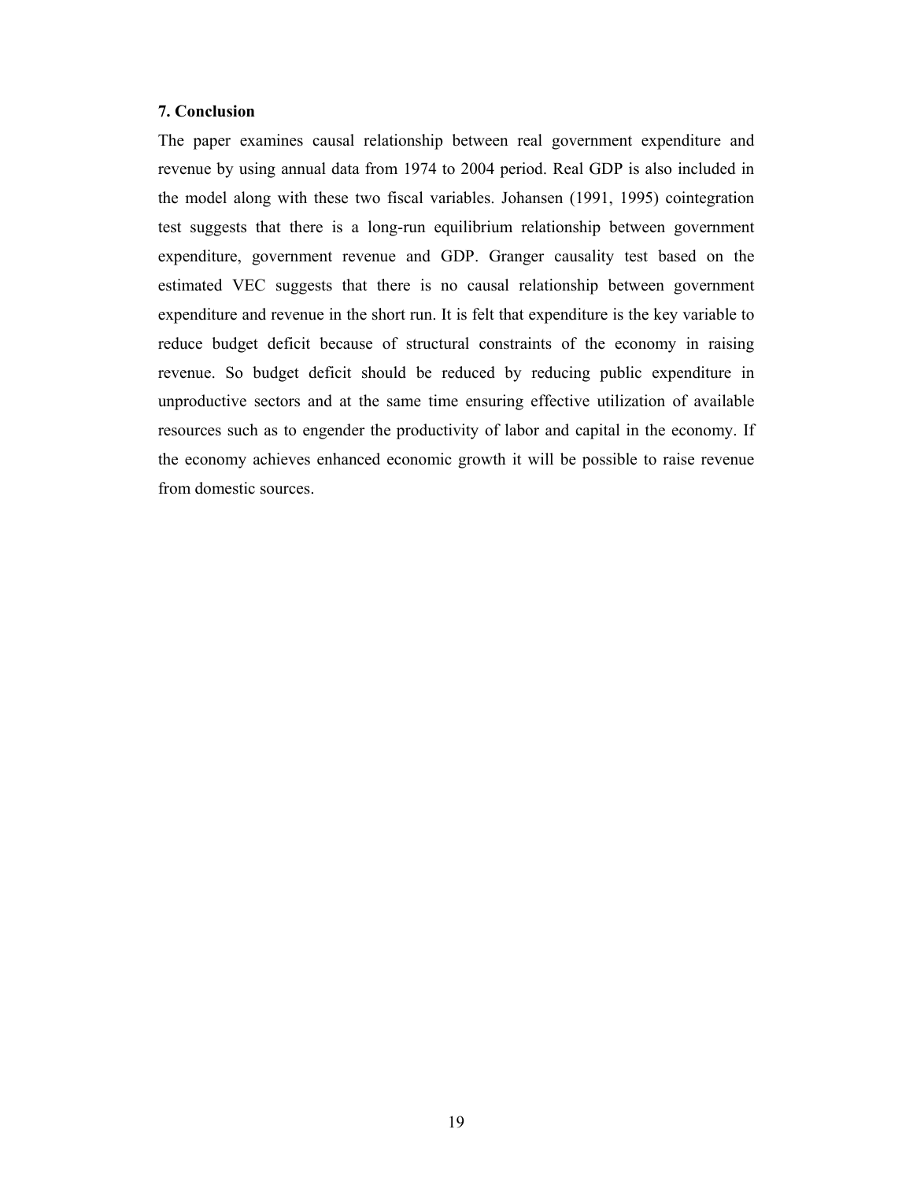### 7. Conclusion

The paper examines causal relationship between real government expenditure and revenue by using annual data from 1974 to 2004 period. Real GDP is also included in the model along with these two fiscal variables. Johansen (1991, 1995) cointegration test suggests that there is a long-run equilibrium relationship between government expenditure, government revenue and GDP. Granger causality test based on the estimated VEC suggests that there is no causal relationship between government expenditure and revenue in the short run. It is felt that expenditure is the key variable to reduce budget deficit because of structural constraints of the economy in raising revenue. So budget deficit should be reduced by reducing public expenditure in unproductive sectors and at the same time ensuring effective utilization of available resources such as to engender the productivity of labor and capital in the economy. If the economy achieves enhanced economic growth it will be possible to raise revenue from domestic sources.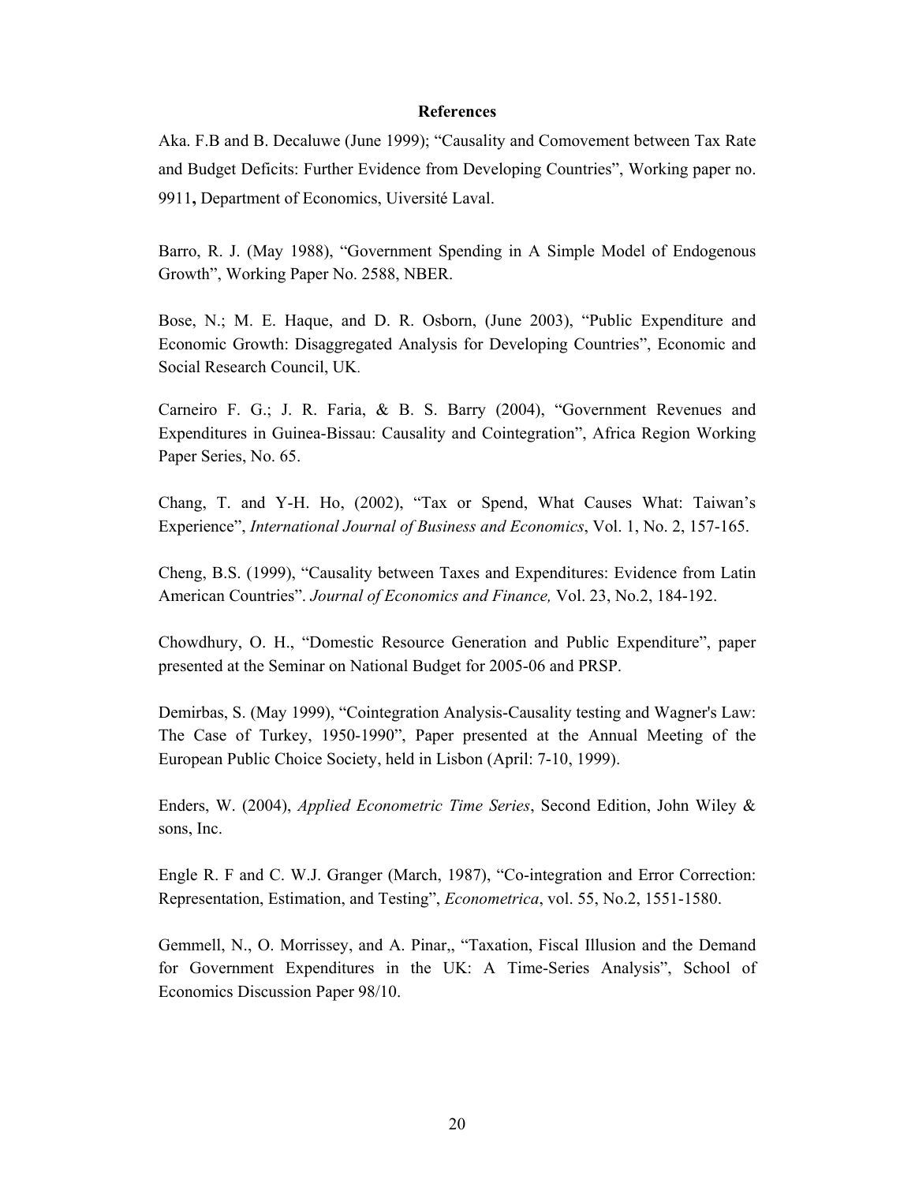## References

Aka. F.B and B. Decaluwe (June 1999); "Causality and Comovement between Tax Rate and Budget Deficits: Further Evidence from Developing Countries", Working paper no. 9911**,** Department of Economics, Uiversité Laval.

Barro, R. J. (May 1988), "Government Spending in A Simple Model of Endogenous Growth", Working Paper No. 2588, NBER.

Bose, N.; M. E. Haque, and D. R. Osborn, (June 2003), "Public Expenditure and Economic Growth: Disaggregated Analysis for Developing Countries", Economic and Social Research Council, UK.

Carneiro F. G.; J. R. Faria, & B. S. Barry (2004), "Government Revenues and Expenditures in Guinea-Bissau: Causality and Cointegration", Africa Region Working Paper Series, No. 65.

Chang, T. and Y-H. Ho, (2002), "Tax or Spend, What Causes What: Taiwan's Experience", *International Journal of Business and Economics*, Vol. 1, No. 2, 157-165.

Cheng, B.S. (1999), "Causality between Taxes and Expenditures: Evidence from Latin American Countries". *Journal of Economics and Finance,* Vol. 23, No.2, 184-192.

Chowdhury, O. H., "Domestic Resource Generation and Public Expenditure", paper presented at the Seminar on National Budget for 2005-06 and PRSP.

Demirbas, S. (May 1999), "Cointegration Analysis-Causality testing and Wagner's Law: The Case of Turkey, 1950-1990", Paper presented at the Annual Meeting of the European Public Choice Society, held in Lisbon (April: 7-10, 1999).

Enders, W. (2004), *Applied Econometric Time Series*, Second Edition, John Wiley & sons, Inc.

Engle R. F and C. W.J. Granger (March, 1987), "Co-integration and Error Correction: Representation, Estimation, and Testing", *Econometrica*, vol. 55, No.2, 1551-1580.

Gemmell, N., O. Morrissey, and A. Pinar,, "Taxation, Fiscal Illusion and the Demand for Government Expenditures in the UK: A Time-Series Analysis", School of Economics Discussion Paper 98/10.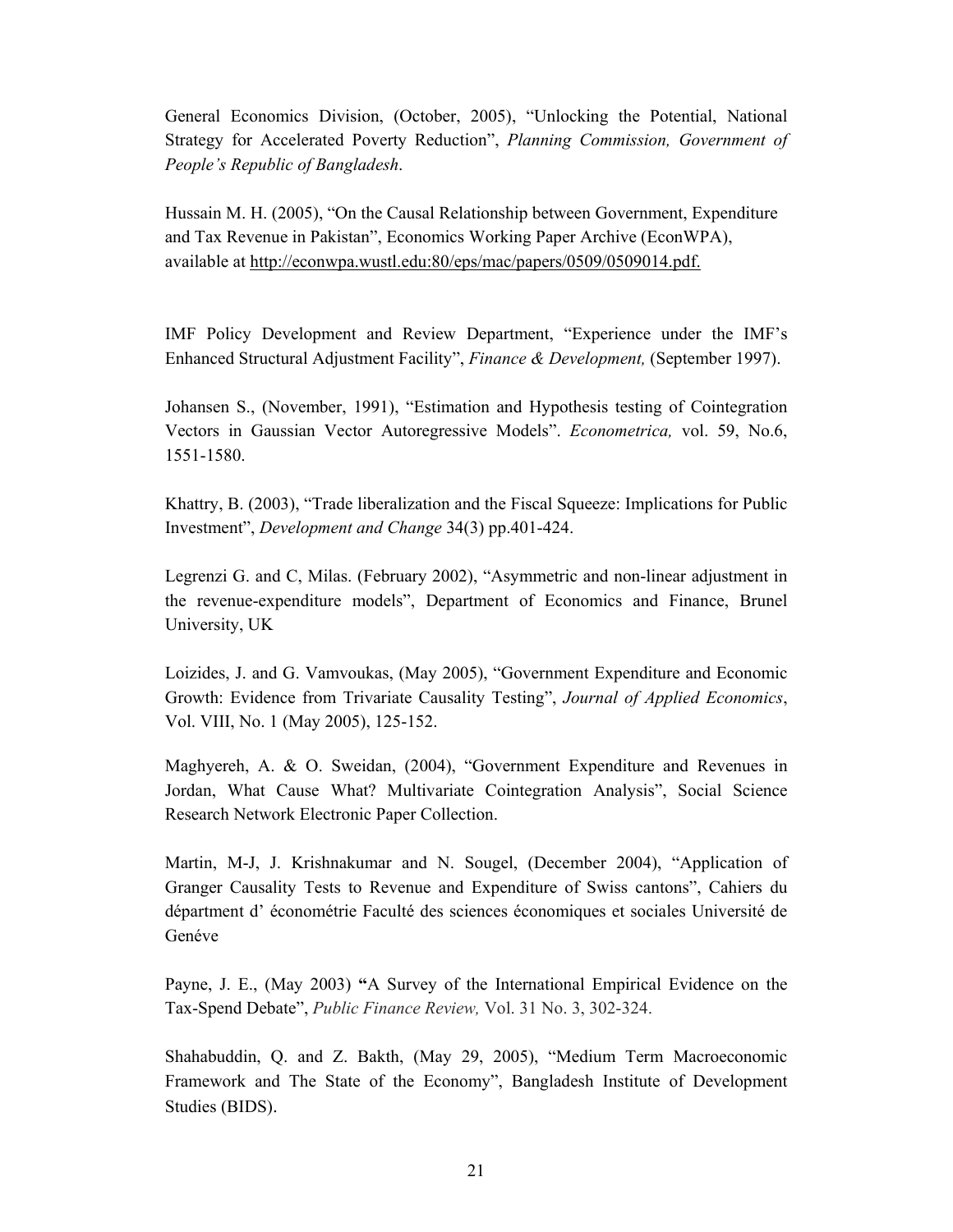General Economics Division, (October, 2005), "Unlocking the Potential, National Strategy for Accelerated Poverty Reduction", *Planning Commission, Government of People's Republic of Bangladesh*.

Hussain M. H. (2005), "On the Causal Relationship between Government, Expenditure and Tax Revenue in Pakistan", Economics Working Paper Archive (EconWPA), available at http://econwpa.wustl.edu:80/eps/mac/papers/0509/0509014.pdf.

IMF Policy Development and Review Department, "Experience under the IMF's Enhanced Structural Adjustment Facility", *Finance & Development,* (September 1997).

Johansen S., (November, 1991), "Estimation and Hypothesis testing of Cointegration Vectors in Gaussian Vector Autoregressive Models". *Econometrica,* vol. 59, No.6, 1551-1580.

Khattry, B. (2003), "Trade liberalization and the Fiscal Squeeze: Implications for Public Investment", *Development and Change* 34(3) pp.401-424.

Legrenzi G. and C, Milas. (February 2002), "Asymmetric and non-linear adjustment in the revenue-expenditure models", Department of Economics and Finance, Brunel University, UK

Loizides, J. and G. Vamvoukas, (May 2005), "Government Expenditure and Economic Growth: Evidence from Trivariate Causality Testing", *Journal of Applied Economics*, Vol. VIII, No. 1 (May 2005), 125-152.

Maghyereh, A. & O. Sweidan, (2004), "Government Expenditure and Revenues in Jordan, What Cause What? Multivariate Cointegration Analysis", Social Science Research Network Electronic Paper Collection.

Martin, M-J, J. Krishnakumar and N. Sougel, (December 2004), "Application of Granger Causality Tests to Revenue and Expenditure of Swiss cantons", Cahiers du départment d' économétrie Faculté des sciences économiques et sociales Université de Genéve

Payne, J. E., (May 2003) **"**A Survey of the International Empirical Evidence on the Tax-Spend Debate", *Public Finance Review,* Vol. 31 No. 3, 302-324.

Shahabuddin, Q. and Z. Bakth, (May 29, 2005), "Medium Term Macroeconomic Framework and The State of the Economy", Bangladesh Institute of Development Studies (BIDS).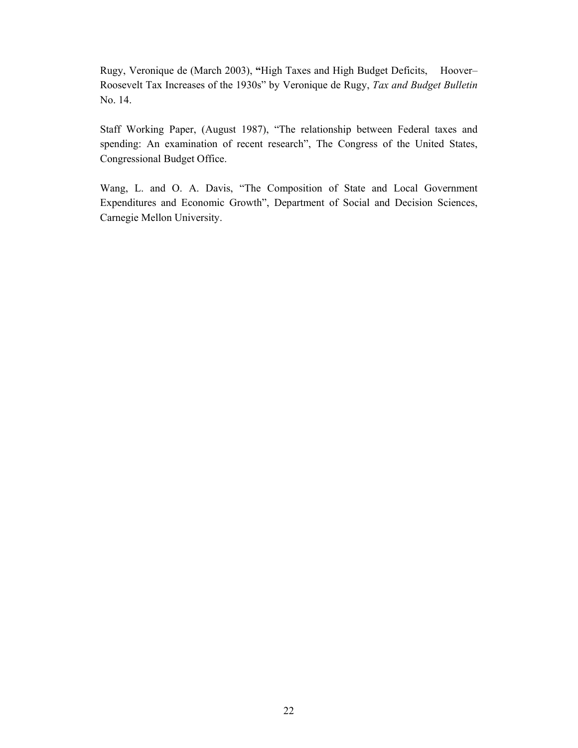Rugy, Veronique de (March 2003), **"**High Taxes and High Budget Deficits, Hoover–Roosevelt Tax Increases of the 1930s" by Veronique de Rugy, *Tax and Budget Bulletin* No. 14.

Staff Working Paper, (August 1987), "The relationship between Federal taxes and spending: An examination of recent research", The Congress of the United States, Congressional Budget Office.

Wang, L. and O. A. Davis, "The Composition of State and Local Government Expenditures and Economic Growth", Department of Social and Decision Sciences, Carnegie Mellon University.